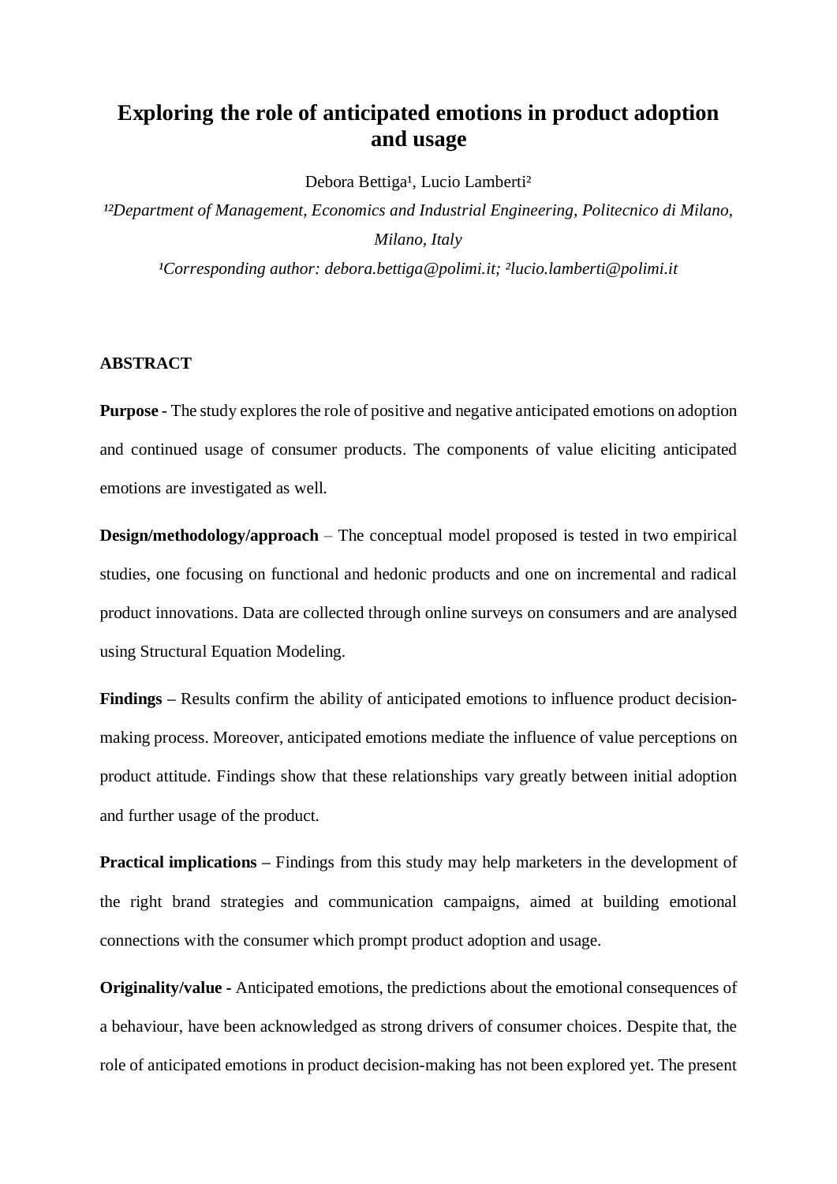# Exploring the role of anticipated emotions in product adoption and usage

Debora Bettiga[1], Lucio Lamberti[2]

*[1,2]Department of Management, Economics and Industrial Engineering, Politecnico di Milano, Milano, Italy*

*[1]Corresponding author: debora.bettiga@polimi.it; [2]lucio.lamberti@polimi.it*

## ABSTRACT

**Purpose** - The study explores the role of positive and negative anticipated emotions on adoption and continued usage of consumer products. The components of value eliciting anticipated emotions are investigated as well.

**Design/methodology/approach** – The conceptual model proposed is tested in two empirical studies, one focusing on functional and hedonic products and one on incremental and radical product innovations. Data are collected through online surveys on consumers and are analysed using Structural Equation Modeling.

**Findings –** Results confirm the ability of anticipated emotions to influence product decision-making process. Moreover, anticipated emotions mediate the influence of value perceptions on product attitude. Findings show that these relationships vary greatly between initial adoption and further usage of the product.

**Practical implications –** Findings from this study may help marketers in the development of the right brand strategies and communication campaigns, aimed at building emotional connections with the consumer which prompt product adoption and usage.

**Originality/value -** Anticipated emotions, the predictions about the emotional consequences of a behaviour, have been acknowledged as strong drivers of consumer choices. Despite that, the role of anticipated emotions in product decision-making has not been explored yet. The present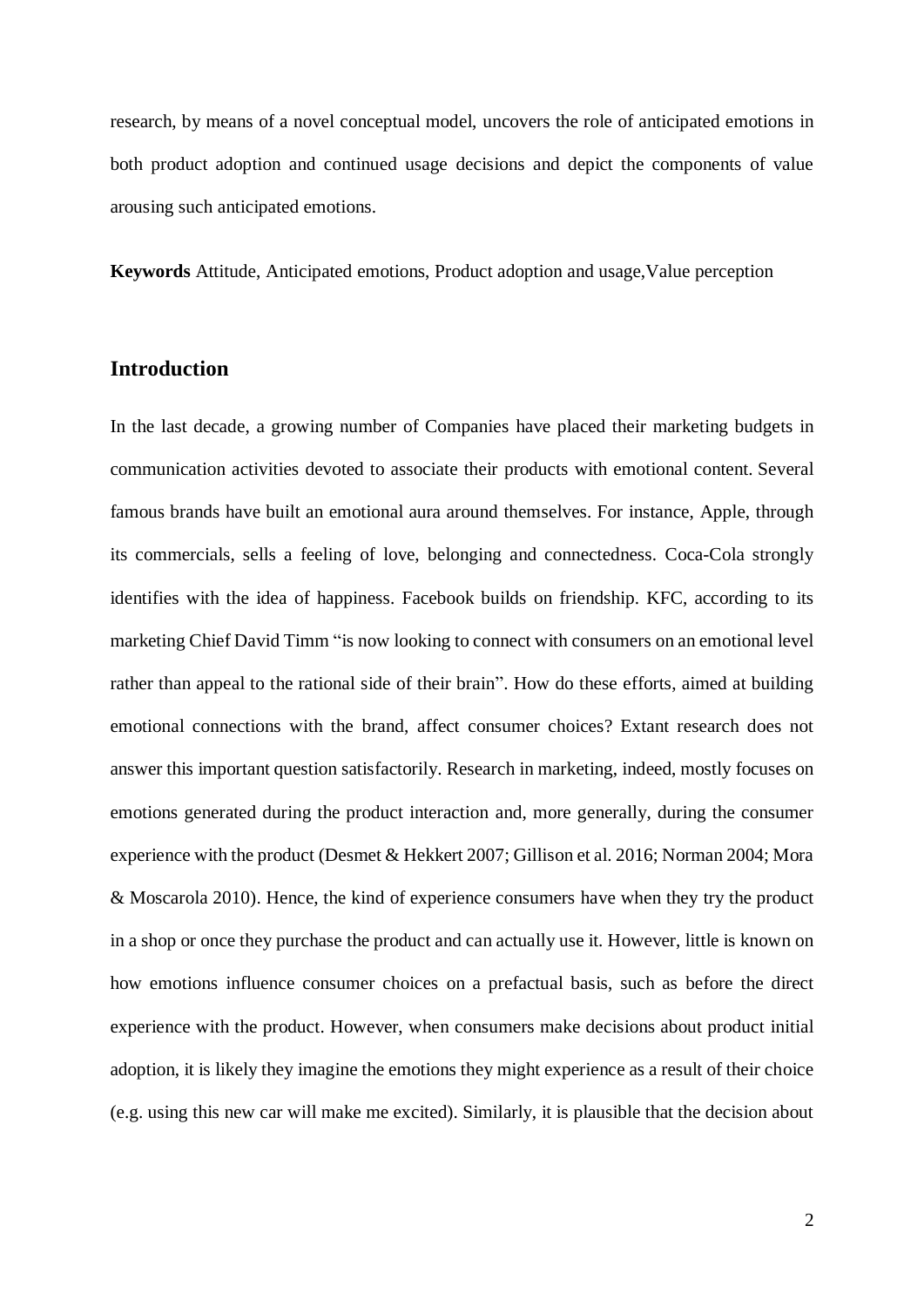research, by means of a novel conceptual model, uncovers the role of anticipated emotions in both product adoption and continued usage decisions and depict the components of value arousing such anticipated emotions.

**Keywords** Attitude, Anticipated emotions, Product adoption and usage,Value perception

## Introduction

In the last decade, a growing number of Companies have placed their marketing budgets in communication activities devoted to associate their products with emotional content. Several famous brands have built an emotional aura around themselves. For instance, Apple, through its commercials, sells a feeling of love, belonging and connectedness. Coca-Cola strongly identifies with the idea of happiness. Facebook builds on friendship. KFC, according to its marketing Chief David Timm "is now looking to connect with consumers on an emotional level rather than appeal to the rational side of their brain". How do these efforts, aimed at building emotional connections with the brand, affect consumer choices? Extant research does not answer this important question satisfactorily. Research in marketing, indeed, mostly focuses on emotions generated during the product interaction and, more generally, during the consumer experience with the product (Desmet & Hekkert 2007; Gillison et al. 2016; Norman 2004; Mora & Moscarola 2010). Hence, the kind of experience consumers have when they try the product in a shop or once they purchase the product and can actually use it. However, little is known on how emotions influence consumer choices on a prefactual basis, such as before the direct experience with the product. However, when consumers make decisions about product initial adoption, it is likely they imagine the emotions they might experience as a result of their choice (e.g. using this new car will make me excited). Similarly, it is plausible that the decision about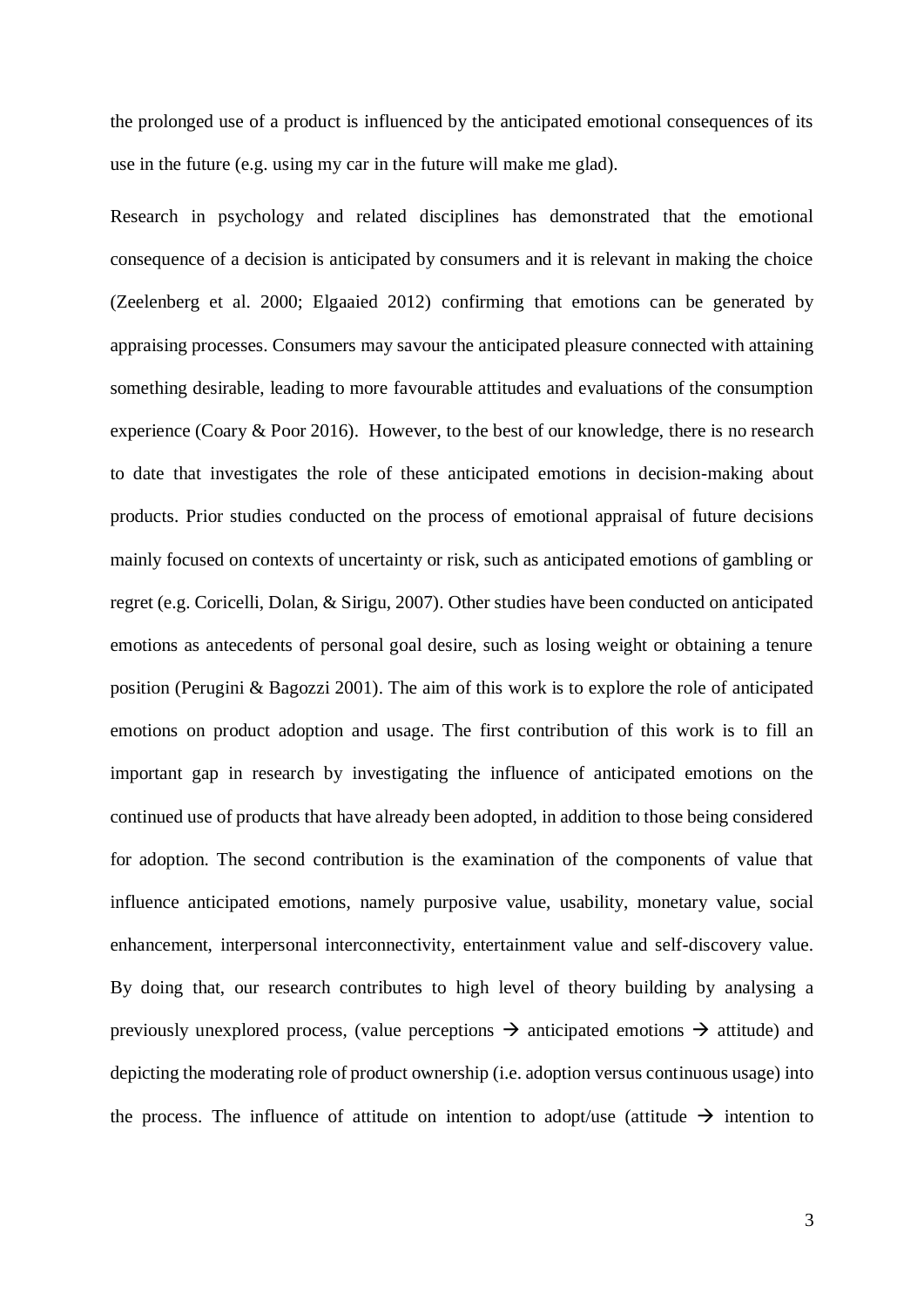the prolonged use of a product is influenced by the anticipated emotional consequences of its use in the future (e.g. using my car in the future will make me glad).

Research in psychology and related disciplines has demonstrated that the emotional consequence of a decision is anticipated by consumers and it is relevant in making the choice (Zeelenberg et al. 2000; Elgaaied 2012) confirming that emotions can be generated by appraising processes. Consumers may savour the anticipated pleasure connected with attaining something desirable, leading to more favourable attitudes and evaluations of the consumption experience (Coary & Poor 2016). However, to the best of our knowledge, there is no research to date that investigates the role of these anticipated emotions in decision-making about products. Prior studies conducted on the process of emotional appraisal of future decisions mainly focused on contexts of uncertainty or risk, such as anticipated emotions of gambling or regret (e.g. Coricelli, Dolan, & Sirigu, 2007). Other studies have been conducted on anticipated emotions as antecedents of personal goal desire, such as losing weight or obtaining a tenure position (Perugini & Bagozzi 2001). The aim of this work is to explore the role of anticipated emotions on product adoption and usage. The first contribution of this work is to fill an important gap in research by investigating the influence of anticipated emotions on the continued use of products that have already been adopted, in addition to those being considered for adoption. The second contribution is the examination of the components of value that influence anticipated emotions, namely purposive value, usability, monetary value, social enhancement, interpersonal interconnectivity, entertainment value and self-discovery value. By doing that, our research contributes to high level of theory building by analysing a previously unexplored process, (value perceptions → anticipated emotions → attitude) and depicting the moderating role of product ownership (i.e. adoption versus continuous usage) into the process. The influence of attitude on intention to adopt/use (attitude → intention to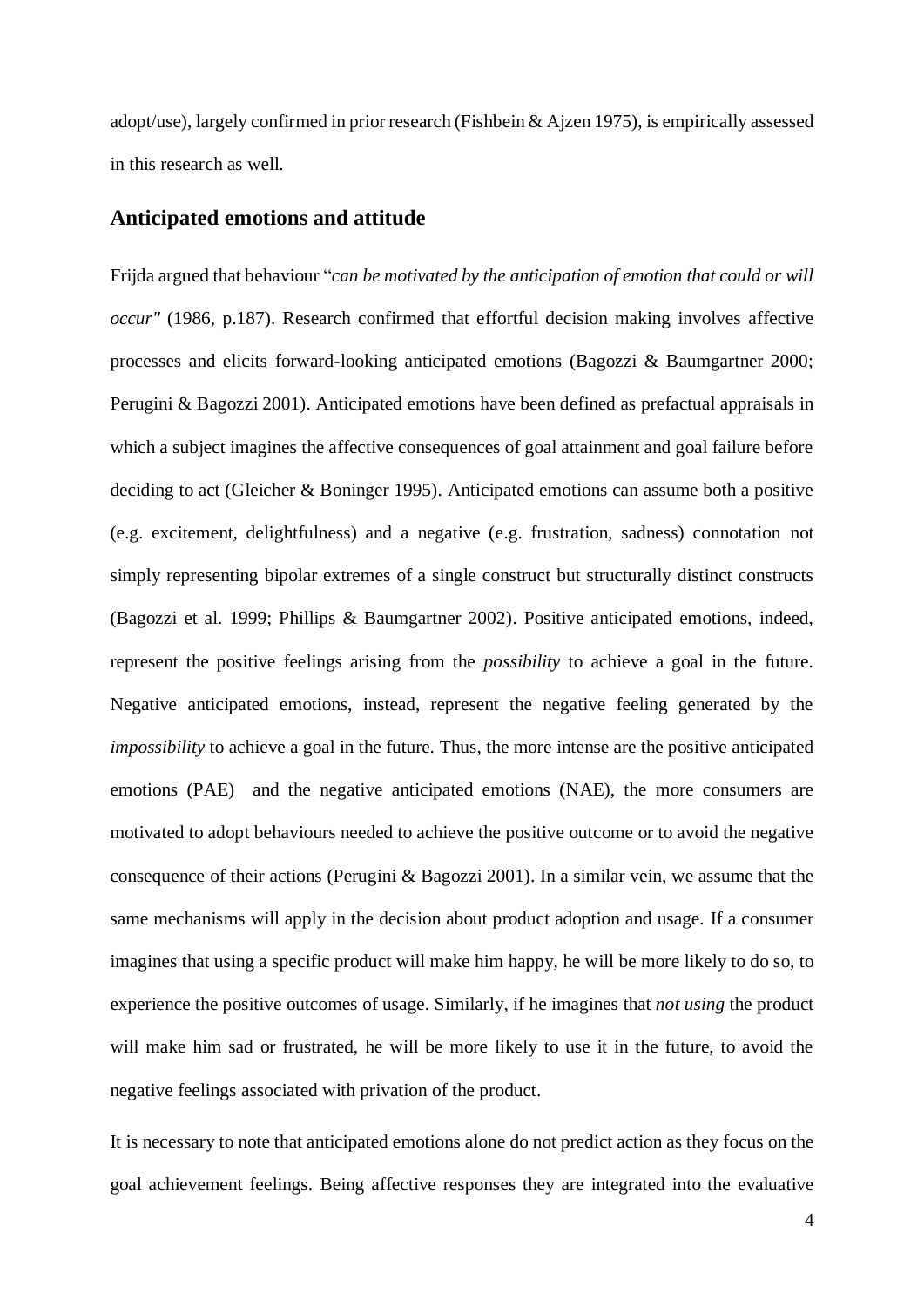adopt/use), largely confirmed in prior research (Fishbein & Ajzen 1975), is empirically assessed in this research as well.

## Anticipated emotions and attitude

Frijda argued that behaviour "*can be motivated by the anticipation of emotion that could or will occur"* (1986, p.187). Research confirmed that effortful decision making involves affective processes and elicits forward-looking anticipated emotions (Bagozzi & Baumgartner 2000; Perugini & Bagozzi 2001). Anticipated emotions have been defined as prefactual appraisals in which a subject imagines the affective consequences of goal attainment and goal failure before deciding to act (Gleicher & Boninger 1995). Anticipated emotions can assume both a positive (e.g. excitement, delightfulness) and a negative (e.g. frustration, sadness) connotation not simply representing bipolar extremes of a single construct but structurally distinct constructs (Bagozzi et al. 1999; Phillips & Baumgartner 2002). Positive anticipated emotions, indeed, represent the positive feelings arising from the *possibility* to achieve a goal in the future. Negative anticipated emotions, instead, represent the negative feeling generated by the *impossibility* to achieve a goal in the future. Thus, the more intense are the positive anticipated emotions (PAE) and the negative anticipated emotions (NAE), the more consumers are motivated to adopt behaviours needed to achieve the positive outcome or to avoid the negative consequence of their actions (Perugini & Bagozzi 2001). In a similar vein, we assume that the same mechanisms will apply in the decision about product adoption and usage. If a consumer imagines that using a specific product will make him happy, he will be more likely to do so, to experience the positive outcomes of usage. Similarly, if he imagines that *not using* the product will make him sad or frustrated, he will be more likely to use it in the future, to avoid the negative feelings associated with privation of the product.

It is necessary to note that anticipated emotions alone do not predict action as they focus on the goal achievement feelings. Being affective responses they are integrated into the evaluative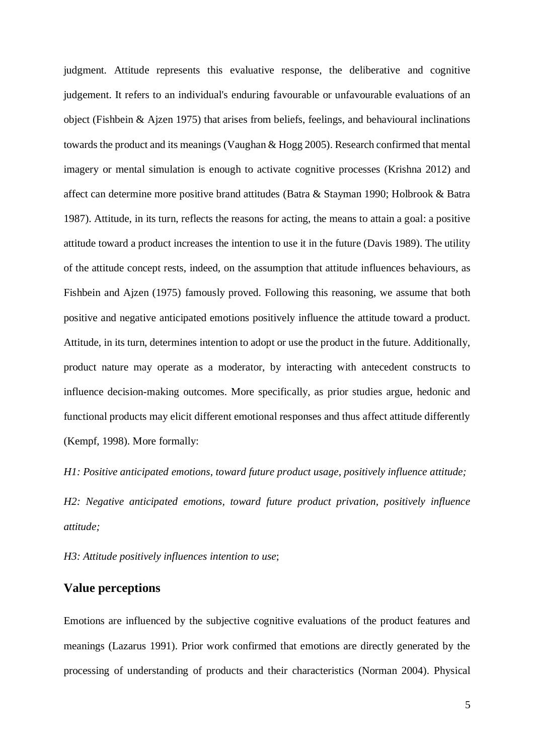judgment. Attitude represents this evaluative response, the deliberative and cognitive judgement. It refers to an individual's enduring favourable or unfavourable evaluations of an object (Fishbein & Ajzen 1975) that arises from beliefs, feelings, and behavioural inclinations towards the product and its meanings (Vaughan & Hogg 2005). Research confirmed that mental imagery or mental simulation is enough to activate cognitive processes (Krishna 2012) and affect can determine more positive brand attitudes (Batra & Stayman 1990; Holbrook & Batra 1987). Attitude, in its turn, reflects the reasons for acting, the means to attain a goal: a positive attitude toward a product increases the intention to use it in the future (Davis 1989). The utility of the attitude concept rests, indeed, on the assumption that attitude influences behaviours, as Fishbein and Ajzen (1975) famously proved. Following this reasoning, we assume that both positive and negative anticipated emotions positively influence the attitude toward a product. Attitude, in its turn, determines intention to adopt or use the product in the future. Additionally, product nature may operate as a moderator, by interacting with antecedent constructs to influence decision-making outcomes. More specifically, as prior studies argue, hedonic and functional products may elicit different emotional responses and thus affect attitude differently (Kempf, 1998). More formally:

*H1: Positive anticipated emotions, toward future product usage, positively influence attitude;*

*H2: Negative anticipated emotions, toward future product privation, positively influence attitude;*

*H3: Attitude positively influences intention to use*;

## Value perceptions

Emotions are influenced by the subjective cognitive evaluations of the product features and meanings (Lazarus 1991). Prior work confirmed that emotions are directly generated by the processing of understanding of products and their characteristics (Norman 2004). Physical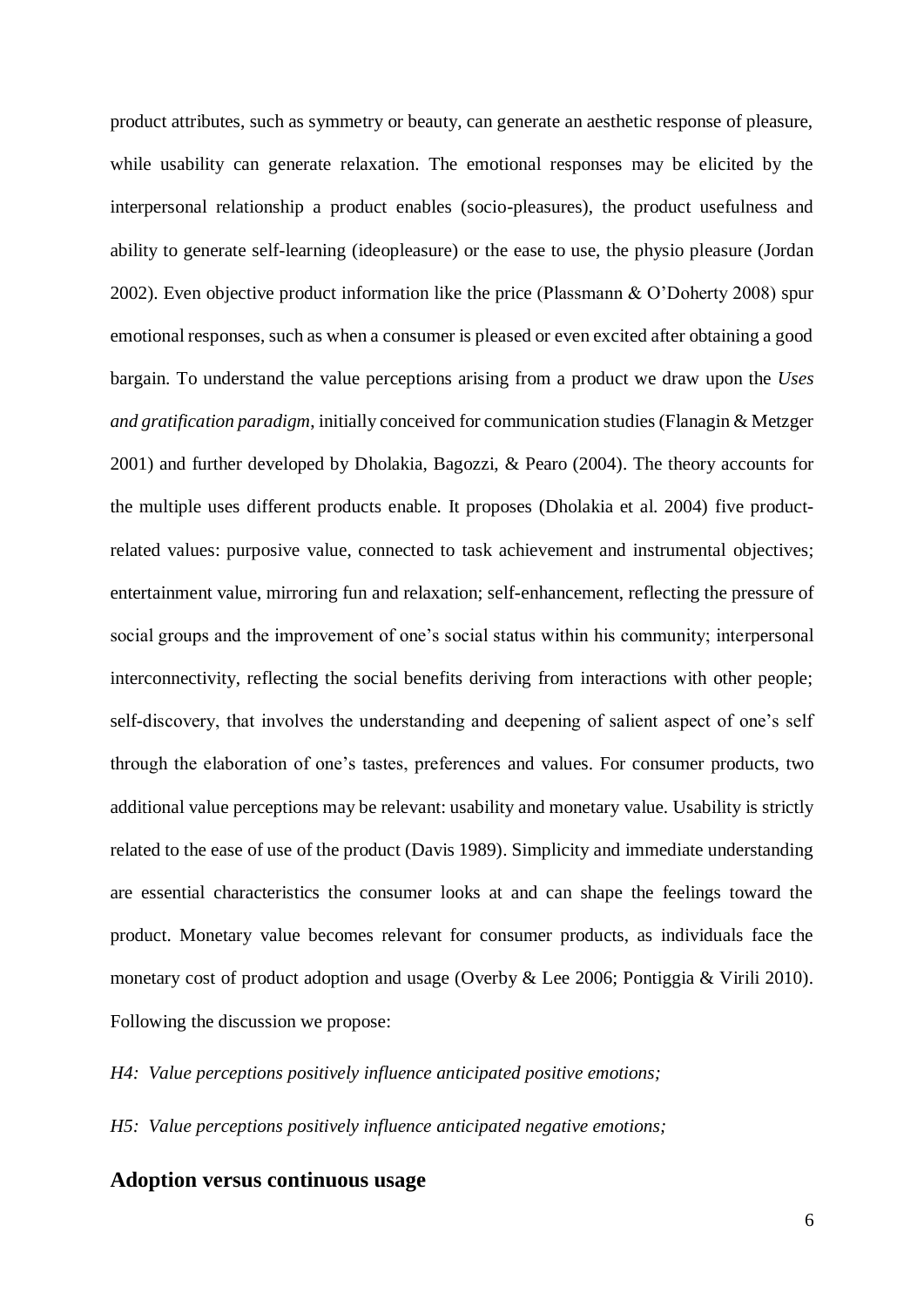product attributes, such as symmetry or beauty, can generate an aesthetic response of pleasure, while usability can generate relaxation. The emotional responses may be elicited by the interpersonal relationship a product enables (socio-pleasures), the product usefulness and ability to generate self-learning (ideopleasure) or the ease to use, the physio pleasure (Jordan 2002). Even objective product information like the price (Plassmann & O'Doherty 2008) spur emotional responses, such as when a consumer is pleased or even excited after obtaining a good bargain. To understand the value perceptions arising from a product we draw upon the *Uses and gratification paradigm*, initially conceived for communication studies (Flanagin & Metzger 2001) and further developed by Dholakia, Bagozzi, & Pearo (2004). The theory accounts for the multiple uses different products enable. It proposes (Dholakia et al. 2004) five product-related values: purposive value, connected to task achievement and instrumental objectives; entertainment value, mirroring fun and relaxation; self-enhancement, reflecting the pressure of social groups and the improvement of one's social status within his community; interpersonal interconnectivity, reflecting the social benefits deriving from interactions with other people; self-discovery, that involves the understanding and deepening of salient aspect of one's self through the elaboration of one's tastes, preferences and values. For consumer products, two additional value perceptions may be relevant: usability and monetary value. Usability is strictly related to the ease of use of the product (Davis 1989). Simplicity and immediate understanding are essential characteristics the consumer looks at and can shape the feelings toward the product. Monetary value becomes relevant for consumer products, as individuals face the monetary cost of product adoption and usage (Overby & Lee 2006; Pontiggia & Virili 2010). Following the discussion we propose:

*H4: Value perceptions positively influence anticipated positive emotions;*

*H5: Value perceptions positively influence anticipated negative emotions;*

## Adoption versus continuous usage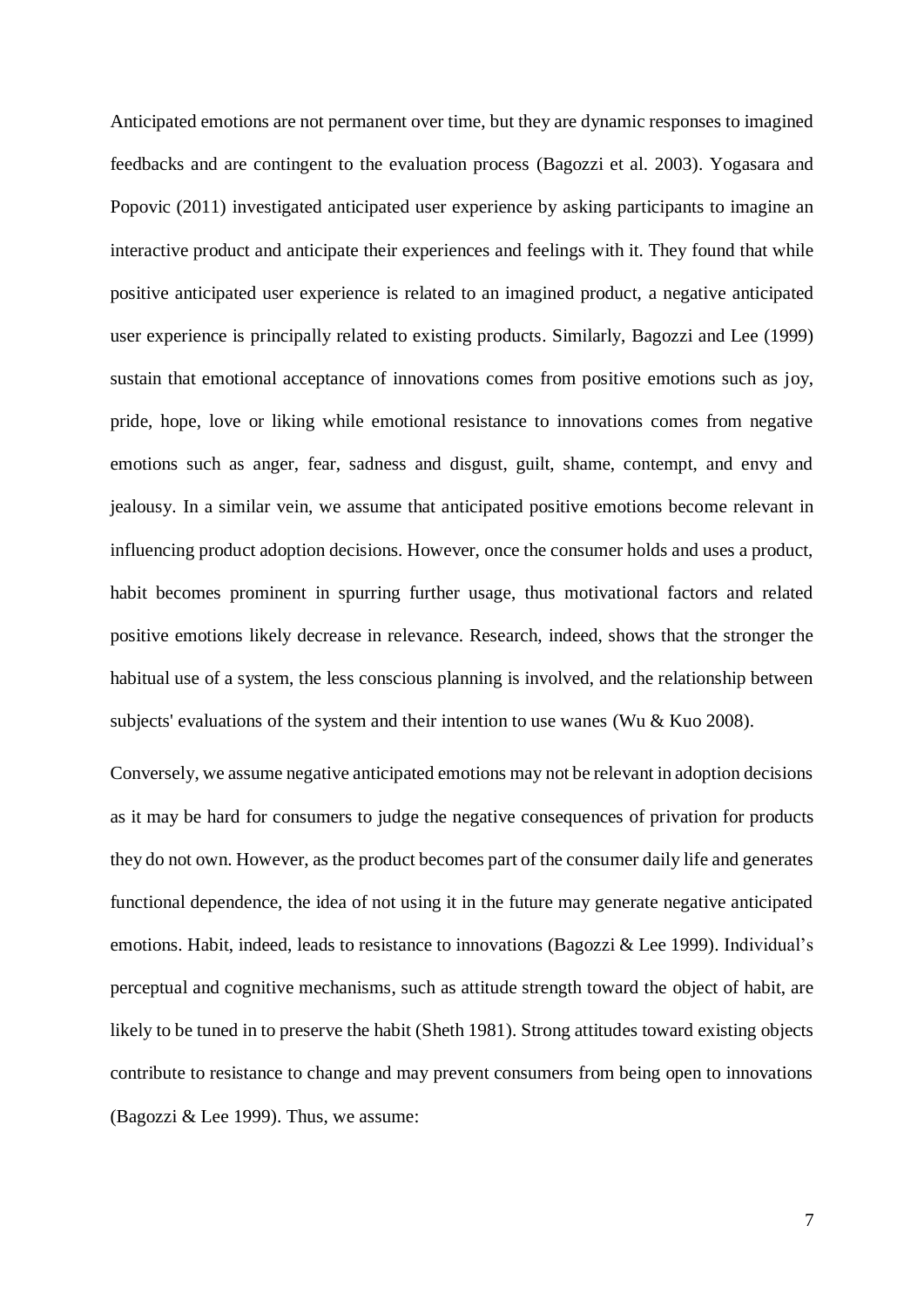Anticipated emotions are not permanent over time, but they are dynamic responses to imagined feedbacks and are contingent to the evaluation process (Bagozzi et al. 2003). Yogasara and Popovic (2011) investigated anticipated user experience by asking participants to imagine an interactive product and anticipate their experiences and feelings with it. They found that while positive anticipated user experience is related to an imagined product, a negative anticipated user experience is principally related to existing products. Similarly, Bagozzi and Lee (1999) sustain that emotional acceptance of innovations comes from positive emotions such as joy, pride, hope, love or liking while emotional resistance to innovations comes from negative emotions such as anger, fear, sadness and disgust, guilt, shame, contempt, and envy and jealousy. In a similar vein, we assume that anticipated positive emotions become relevant in influencing product adoption decisions. However, once the consumer holds and uses a product, habit becomes prominent in spurring further usage, thus motivational factors and related positive emotions likely decrease in relevance. Research, indeed, shows that the stronger the habitual use of a system, the less conscious planning is involved, and the relationship between subjects' evaluations of the system and their intention to use wanes (Wu & Kuo 2008).

Conversely, we assume negative anticipated emotions may not be relevant in adoption decisions as it may be hard for consumers to judge the negative consequences of privation for products they do not own. However, as the product becomes part of the consumer daily life and generates functional dependence, the idea of not using it in the future may generate negative anticipated emotions. Habit, indeed, leads to resistance to innovations (Bagozzi & Lee 1999). Individual's perceptual and cognitive mechanisms, such as attitude strength toward the object of habit, are likely to be tuned in to preserve the habit (Sheth 1981). Strong attitudes toward existing objects contribute to resistance to change and may prevent consumers from being open to innovations (Bagozzi & Lee 1999). Thus, we assume: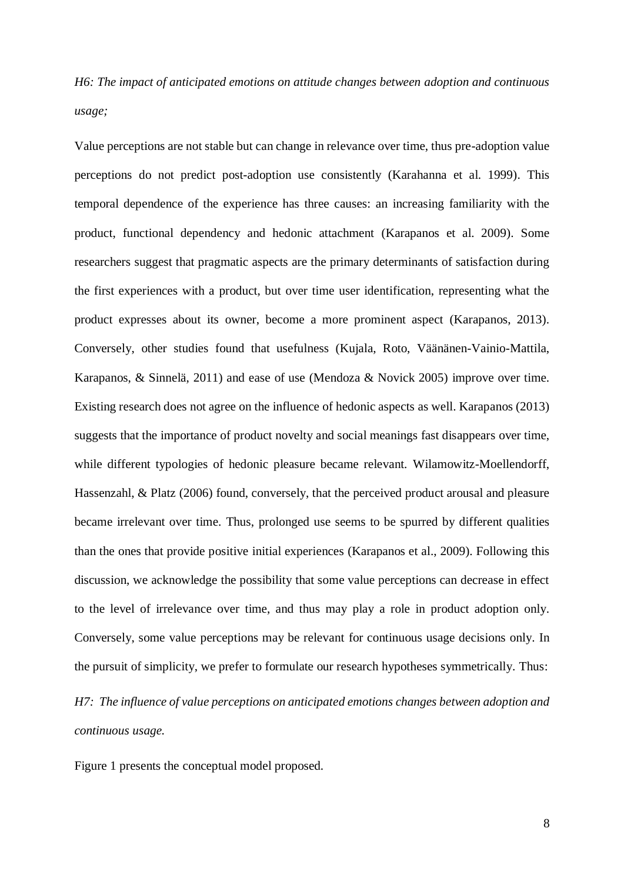*H6: The impact of anticipated emotions on attitude changes between adoption and continuous usage;*

Value perceptions are not stable but can change in relevance over time, thus pre-adoption value perceptions do not predict post-adoption use consistently (Karahanna et al. 1999). This temporal dependence of the experience has three causes: an increasing familiarity with the product, functional dependency and hedonic attachment (Karapanos et al. 2009). Some researchers suggest that pragmatic aspects are the primary determinants of satisfaction during the first experiences with a product, but over time user identification, representing what the product expresses about its owner, become a more prominent aspect (Karapanos, 2013). Conversely, other studies found that usefulness (Kujala, Roto, Väänänen-Vainio-Mattila, Karapanos, & Sinnelä, 2011) and ease of use (Mendoza & Novick 2005) improve over time. Existing research does not agree on the influence of hedonic aspects as well. Karapanos (2013) suggests that the importance of product novelty and social meanings fast disappears over time, while different typologies of hedonic pleasure became relevant. Wilamowitz-Moellendorff, Hassenzahl, & Platz (2006) found, conversely, that the perceived product arousal and pleasure became irrelevant over time. Thus, prolonged use seems to be spurred by different qualities than the ones that provide positive initial experiences (Karapanos et al., 2009). Following this discussion, we acknowledge the possibility that some value perceptions can decrease in effect to the level of irrelevance over time, and thus may play a role in product adoption only. Conversely, some value perceptions may be relevant for continuous usage decisions only. In the pursuit of simplicity, we prefer to formulate our research hypotheses symmetrically. Thus:

*H7: The influence of value perceptions on anticipated emotions changes between adoption and continuous usage.*

Figure 1 presents the conceptual model proposed.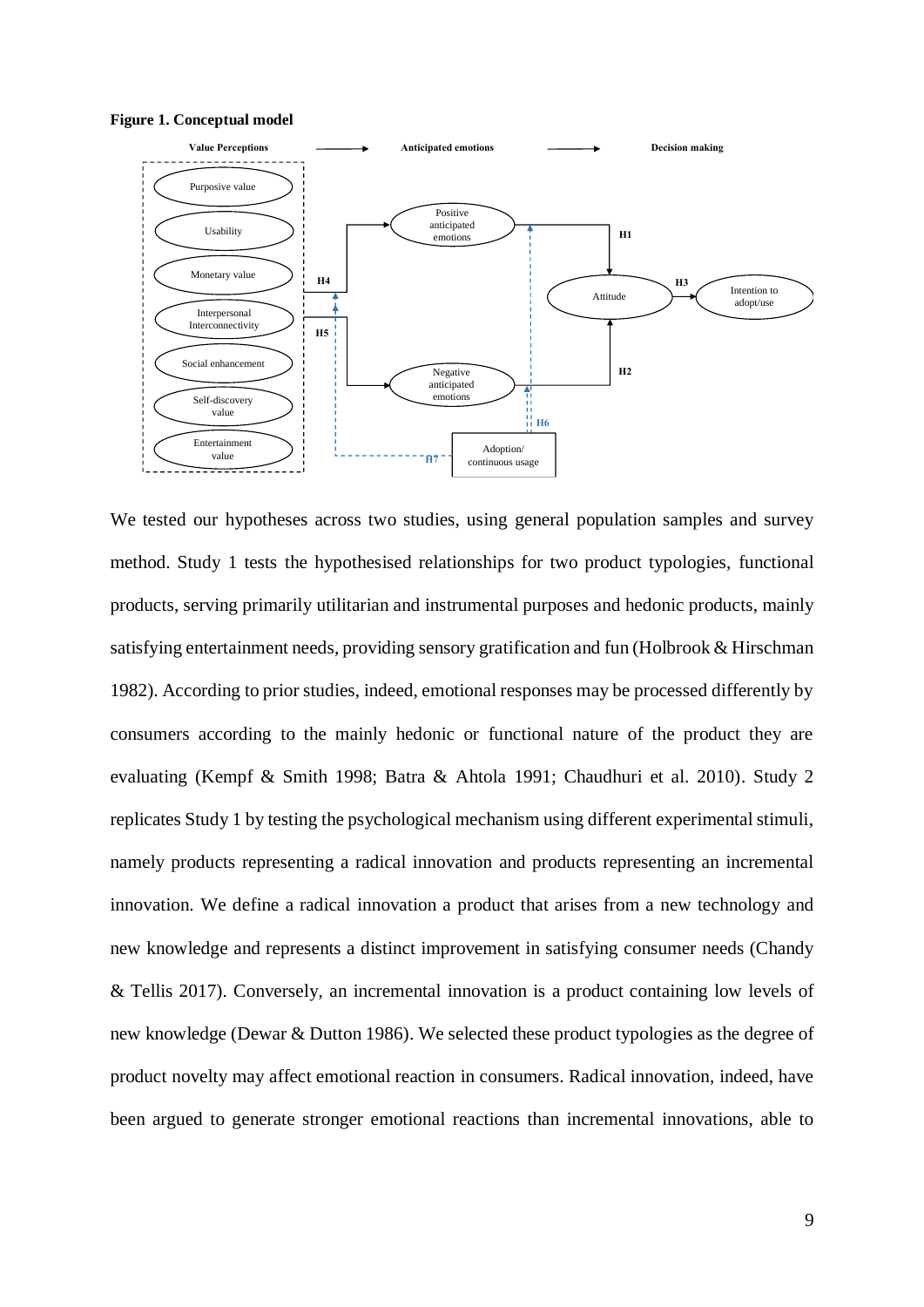**Figure 1. Conceptual model**

We tested our hypotheses across two studies, using general population samples and survey method. Study 1 tests the hypothesised relationships for two product typologies, functional products, serving primarily utilitarian and instrumental purposes and hedonic products, mainly satisfying entertainment needs, providing sensory gratification and fun (Holbrook & Hirschman 1982). According to prior studies, indeed, emotional responses may be processed differently by consumers according to the mainly hedonic or functional nature of the product they are evaluating (Kempf & Smith 1998; Batra & Ahtola 1991; Chaudhuri et al. 2010). Study 2 replicates Study 1 by testing the psychological mechanism using different experimental stimuli, namely products representing a radical innovation and products representing an incremental innovation. We define a radical innovation a product that arises from a new technology and new knowledge and represents a distinct improvement in satisfying consumer needs (Chandy & Tellis 2017). Conversely, an incremental innovation is a product containing low levels of new knowledge (Dewar & Dutton 1986). We selected these product typologies as the degree of product novelty may affect emotional reaction in consumers. Radical innovation, indeed, have been argued to generate stronger emotional reactions than incremental innovations, able to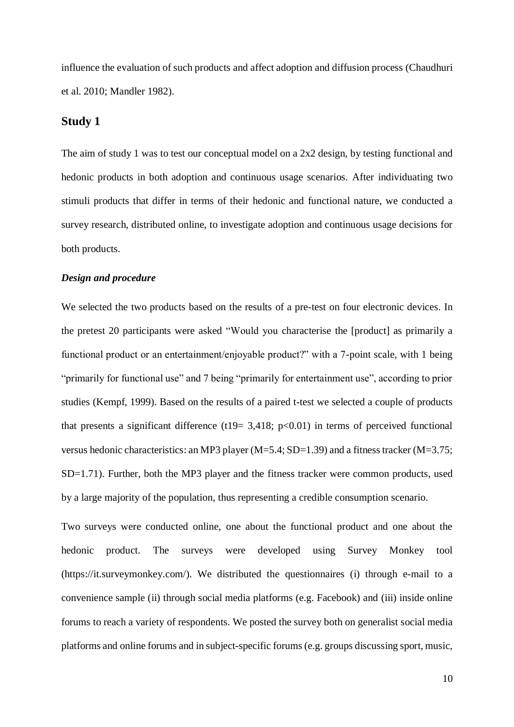influence the evaluation of such products and affect adoption and diffusion process (Chaudhuri et al. 2010; Mandler 1982).

## Study 1

The aim of study 1 was to test our conceptual model on a 2x2 design, by testing functional and hedonic products in both adoption and continuous usage scenarios. After individuating two stimuli products that differ in terms of their hedonic and functional nature, we conducted a survey research, distributed online, to investigate adoption and continuous usage decisions for both products.

### *Design and procedure*

We selected the two products based on the results of a pre-test on four electronic devices. In the pretest 20 participants were asked "Would you characterise the [product] as primarily a functional product or an entertainment/enjoyable product?" with a 7-point scale, with 1 being "primarily for functional use" and 7 being "primarily for entertainment use", according to prior studies (Kempf, 1999). Based on the results of a paired t-test we selected a couple of products that presents a significant difference ($t_{19}$= 3,418; $p<0.01$) in terms of perceived functional versus hedonic characteristics: an MP3 player (M=5.4; SD=1.39) and a fitness tracker (M=3.75; SD=1.71). Further, both the MP3 player and the fitness tracker were common products, used by a large majority of the population, thus representing a credible consumption scenario.

Two surveys were conducted online, one about the functional product and one about the hedonic product. The surveys were developed using Survey Monkey tool (https://it.surveymonkey.com/). We distributed the questionnaires (i) through e-mail to a convenience sample (ii) through social media platforms (e.g. Facebook) and (iii) inside online forums to reach a variety of respondents. We posted the survey both on generalist social media platforms and online forums and in subject-specific forums (e.g. groups discussing sport, music,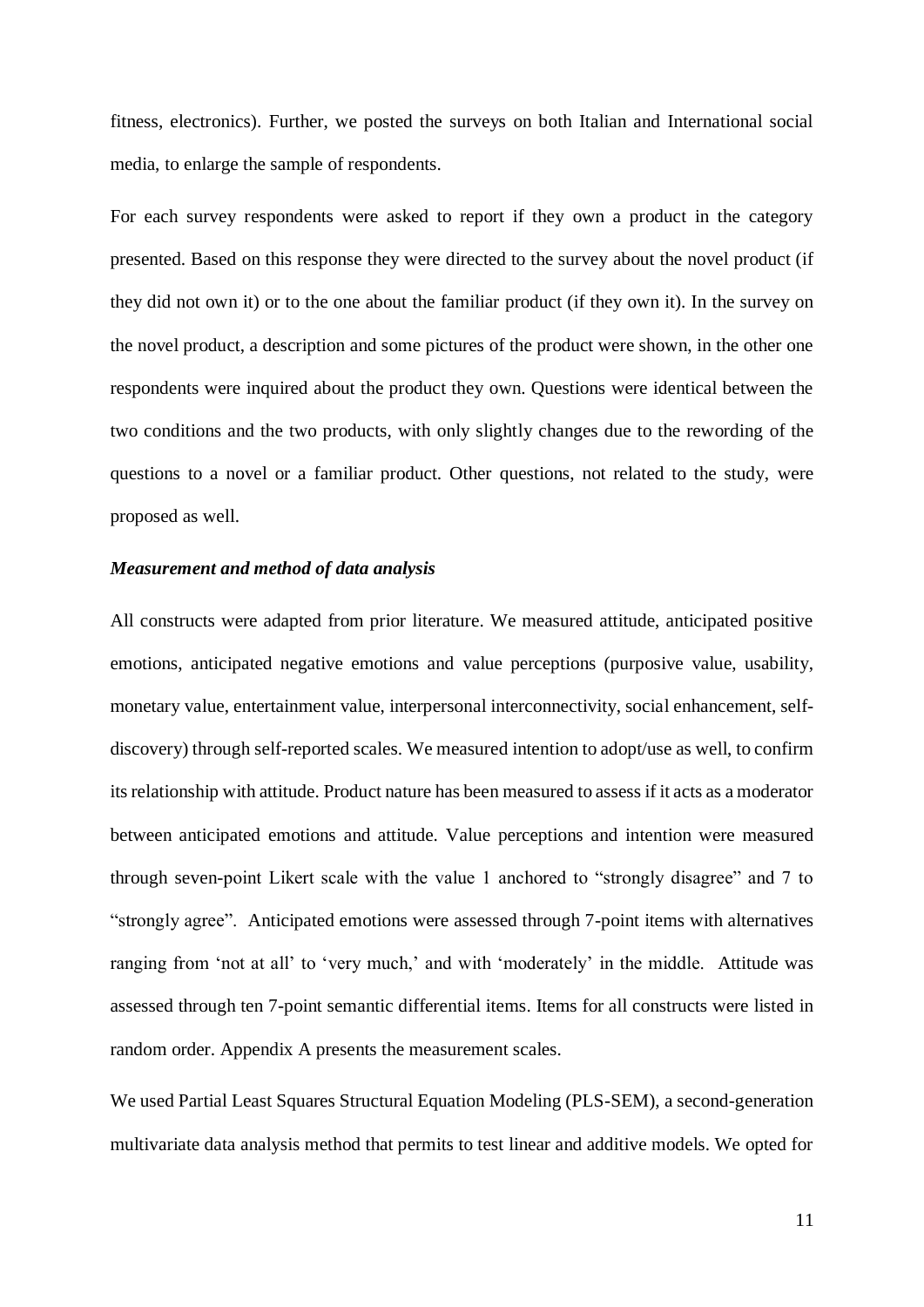fitness, electronics). Further, we posted the surveys on both Italian and International social media, to enlarge the sample of respondents.

For each survey respondents were asked to report if they own a product in the category presented. Based on this response they were directed to the survey about the novel product (if they did not own it) or to the one about the familiar product (if they own it). In the survey on the novel product, a description and some pictures of the product were shown, in the other one respondents were inquired about the product they own. Questions were identical between the two conditions and the two products, with only slightly changes due to the rewording of the questions to a novel or a familiar product. Other questions, not related to the study, were proposed as well.

### *Measurement and method of data analysis*

All constructs were adapted from prior literature. We measured attitude, anticipated positive emotions, anticipated negative emotions and value perceptions (purposive value, usability, monetary value, entertainment value, interpersonal interconnectivity, social enhancement, self-discovery) through self-reported scales. We measured intention to adopt/use as well, to confirm its relationship with attitude. Product nature has been measured to assess if it acts as a moderator between anticipated emotions and attitude. Value perceptions and intention were measured through seven-point Likert scale with the value 1 anchored to "strongly disagree" and 7 to "strongly agree". Anticipated emotions were assessed through 7-point items with alternatives ranging from 'not at all' to 'very much,' and with 'moderately' in the middle. Attitude was assessed through ten 7-point semantic differential items. Items for all constructs were listed in random order. Appendix A presents the measurement scales.

We used Partial Least Squares Structural Equation Modeling (PLS-SEM), a second-generation multivariate data analysis method that permits to test linear and additive models. We opted for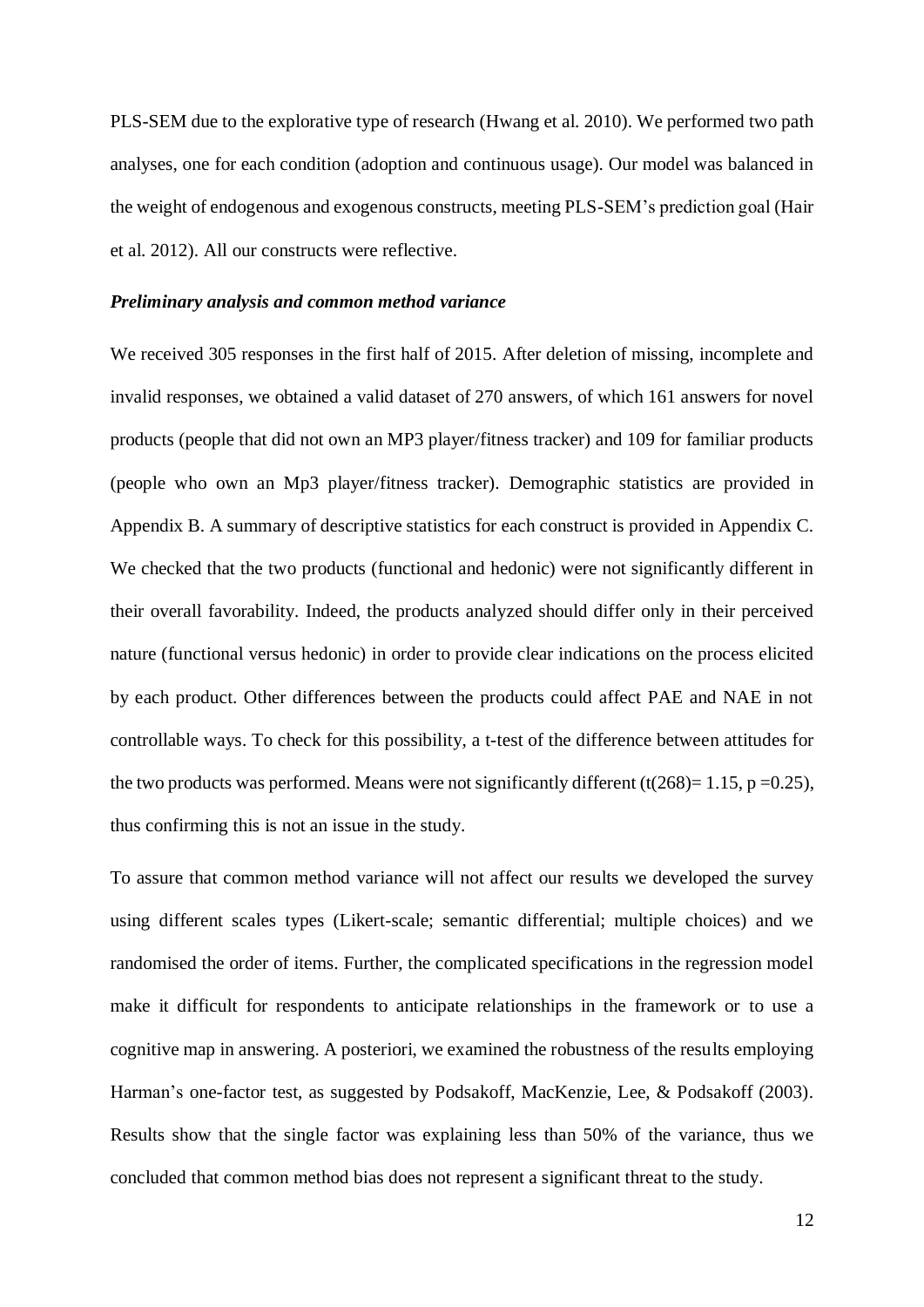PLS-SEM due to the explorative type of research (Hwang et al. 2010). We performed two path analyses, one for each condition (adoption and continuous usage). Our model was balanced in the weight of endogenous and exogenous constructs, meeting PLS-SEM's prediction goal (Hair et al. 2012). All our constructs were reflective.

### *Preliminary analysis and common method variance*

We received 305 responses in the first half of 2015. After deletion of missing, incomplete and invalid responses, we obtained a valid dataset of 270 answers, of which 161 answers for novel products (people that did not own an MP3 player/fitness tracker) and 109 for familiar products (people who own an Mp3 player/fitness tracker). Demographic statistics are provided in Appendix B. A summary of descriptive statistics for each construct is provided in Appendix C. We checked that the two products (functional and hedonic) were not significantly different in their overall favorability. Indeed, the products analyzed should differ only in their perceived nature (functional versus hedonic) in order to provide clear indications on the process elicited by each product. Other differences between the products could affect PAE and NAE in not controllable ways. To check for this possibility, a t-test of the difference between attitudes for the two products was performed. Means were not significantly different ($t(268)= 1.15$, $p =0.25$), thus confirming this is not an issue in the study.

To assure that common method variance will not affect our results we developed the survey using different scales types (Likert-scale; semantic differential; multiple choices) and we randomised the order of items. Further, the complicated specifications in the regression model make it difficult for respondents to anticipate relationships in the framework or to use a cognitive map in answering. A posteriori, we examined the robustness of the results employing Harman's one-factor test, as suggested by Podsakoff, MacKenzie, Lee, & Podsakoff (2003). Results show that the single factor was explaining less than 50% of the variance, thus we concluded that common method bias does not represent a significant threat to the study.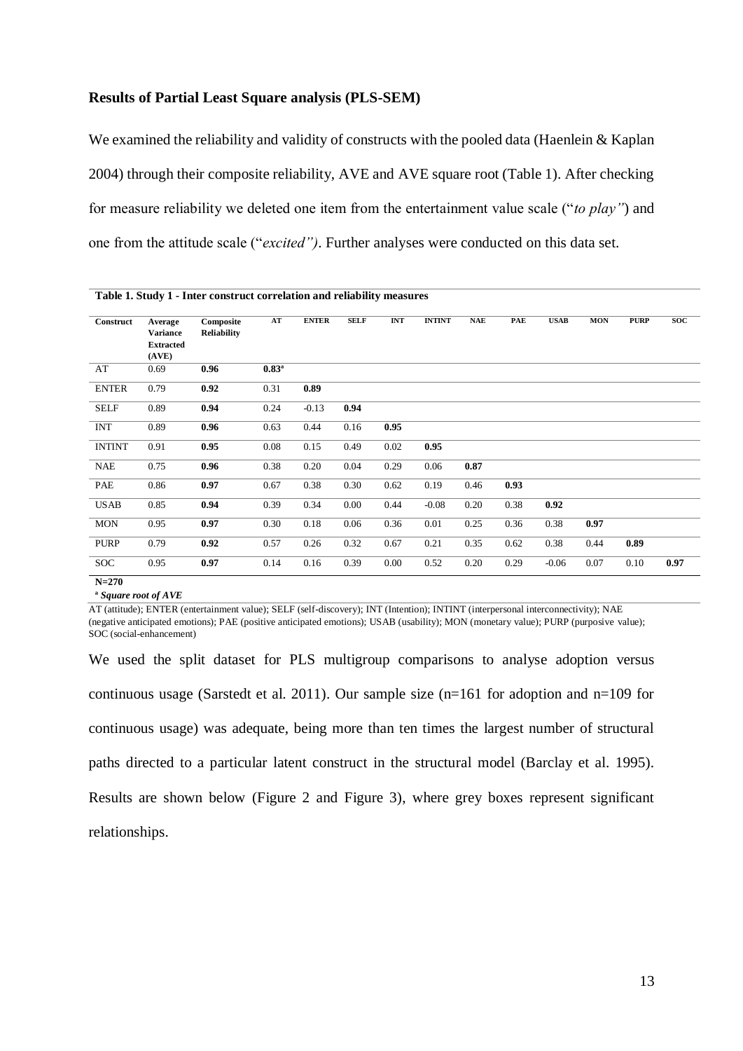**Results of Partial Least Square analysis (PLS-SEM)**

We examined the reliability and validity of constructs with the pooled data (Haenlein & Kaplan 2004) through their composite reliability, AVE and AVE square root (Table 1). After checking for measure reliability we deleted one item from the entertainment value scale ("*to play"*) and one from the attitude scale ("*excited")*. Further analyses were conducted on this data set.

**Table 1. Study 1 - Inter construct correlation and reliability measures**

| Construct | Average Variance Extracted (AVE) | Composite Reliability | AT | ENTER | SELF | INT | INTINT | NAE | PAE | USAB | MON | PURP | SOC |
|---|---|---|---|---|---|---|---|---|---|---|---|---|---|
| AT | 0.69 | **0.96** | **0.83**[a] | | | | | | | | | | |
| ENTER | 0.79 | **0.92** | 0.31 | **0.89** | | | | | | | | | |
| SELF | 0.89 | **0.94** | 0.24 | -0.13 | **0.94** | | | | | | | | |
| INT | 0.89 | **0.96** | 0.63 | 0.44 | 0.16 | **0.95** | | | | | | | |
| INTINT | 0.91 | **0.95** | 0.08 | 0.15 | 0.49 | 0.02 | **0.95** | | | | | | |
| NAE | 0.75 | **0.96** | 0.38 | 0.20 | 0.04 | 0.29 | 0.06 | **0.87** | | | | | |
| PAE | 0.86 | **0.97** | 0.67 | 0.38 | 0.30 | 0.62 | 0.19 | 0.46 | **0.93** | | | | |
| USAB | 0.85 | **0.94** | 0.39 | 0.34 | 0.00 | 0.44 | -0.08 | 0.20 | 0.38 | **0.92** | | | |
| MON | 0.95 | **0.97** | 0.30 | 0.18 | 0.06 | 0.36 | 0.01 | 0.25 | 0.36 | 0.38 | **0.97** | | |
| PURP | 0.79 | **0.92** | 0.57 | 0.26 | 0.32 | 0.67 | 0.21 | 0.35 | 0.62 | 0.38 | 0.44 | **0.89** | |
| SOC | 0.95 | **0.97** | 0.14 | 0.16 | 0.39 | 0.00 | 0.52 | 0.20 | 0.29 | -0.06 | 0.07 | 0.10 | **0.97** |

**N=270**

[a] ***Square root of AVE***

AT (attitude); ENTER (entertainment value); SELF (self-discovery); INT (Intention); INTINT (interpersonal interconnectivity); NAE (negative anticipated emotions); PAE (positive anticipated emotions); USAB (usability); MON (monetary value); PURP (purposive value); SOC (social-enhancement)

We used the split dataset for PLS multigroup comparisons to analyse adoption versus continuous usage (Sarstedt et al. 2011). Our sample size (n=161 for adoption and n=109 for continuous usage) was adequate, being more than ten times the largest number of structural paths directed to a particular latent construct in the structural model (Barclay et al. 1995). Results are shown below (Figure 2 and Figure 3), where grey boxes represent significant relationships.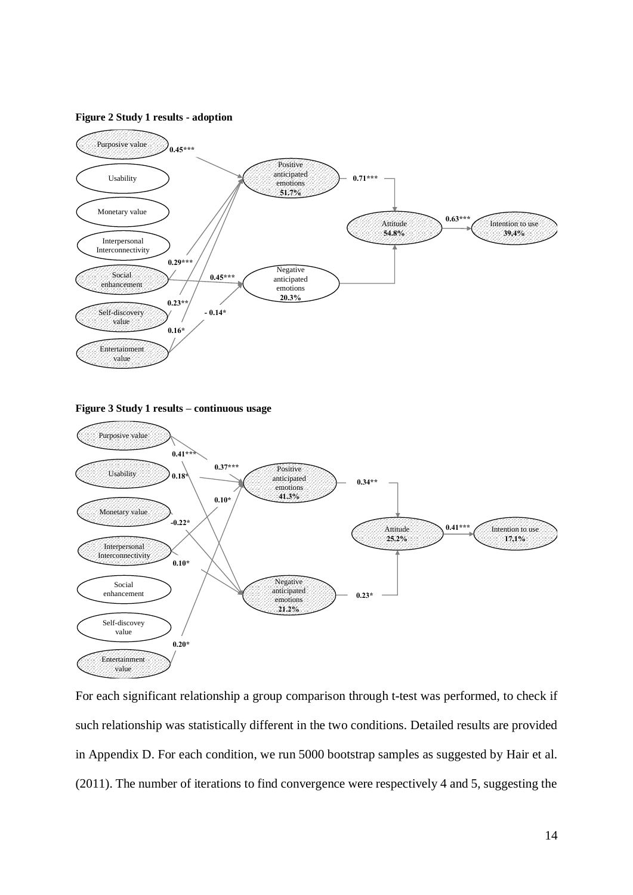**Figure 2 Study 1 results - adoption**

**Figure 3 Study 1 results – continuous usage**

For each significant relationship a group comparison through t-test was performed, to check if such relationship was statistically different in the two conditions. Detailed results are provided in Appendix D. For each condition, we run 5000 bootstrap samples as suggested by Hair et al. (2011). The number of iterations to find convergence were respectively 4 and 5, suggesting the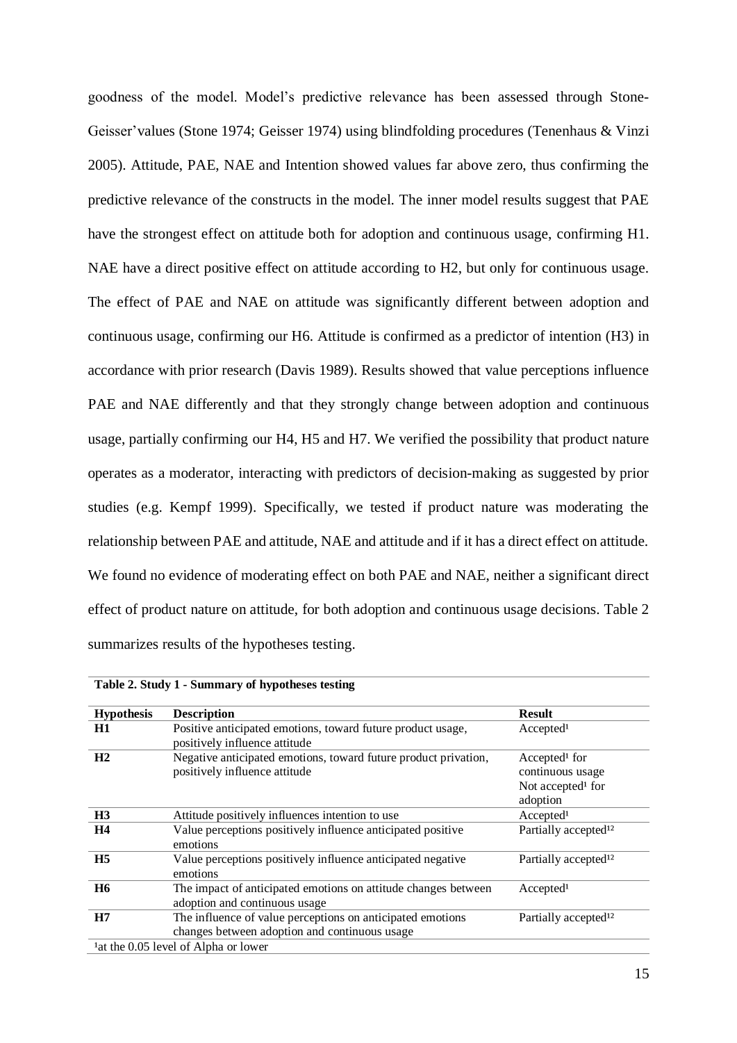goodness of the model. Model's predictive relevance has been assessed through Stone-Geisser'values (Stone 1974; Geisser 1974) using blindfolding procedures (Tenenhaus & Vinzi 2005). Attitude, PAE, NAE and Intention showed values far above zero, thus confirming the predictive relevance of the constructs in the model. The inner model results suggest that PAE have the strongest effect on attitude both for adoption and continuous usage, confirming H1. NAE have a direct positive effect on attitude according to H2, but only for continuous usage. The effect of PAE and NAE on attitude was significantly different between adoption and continuous usage, confirming our H6. Attitude is confirmed as a predictor of intention (H3) in accordance with prior research (Davis 1989). Results showed that value perceptions influence PAE and NAE differently and that they strongly change between adoption and continuous usage, partially confirming our H4, H5 and H7. We verified the possibility that product nature operates as a moderator, interacting with predictors of decision-making as suggested by prior studies (e.g. Kempf 1999). Specifically, we tested if product nature was moderating the relationship between PAE and attitude, NAE and attitude and if it has a direct effect on attitude. We found no evidence of moderating effect on both PAE and NAE, neither a significant direct effect of product nature on attitude, for both adoption and continuous usage decisions. Table 2 summarizes results of the hypotheses testing.

**Table 2. Study 1 - Summary of hypotheses testing**

| Hypothesis | Description | Result |
|---|---|---|
| **H1** | Positive anticipated emotions, toward future product usage, positively influence attitude | Accepted[1] |
| **H2** | Negative anticipated emotions, toward future product privation, positively influence attitude | Accepted[1] for continuous usage Not accepted[1] for adoption |
| **H3** | Attitude positively influences intention to use | Accepted[1] |
| **H4** | Value perceptions positively influence anticipated positive emotions | Partially accepted[12] |
| **H5** | Value perceptions positively influence anticipated negative emotions | Partially accepted[12] |
| **H6** | The impact of anticipated emotions on attitude changes between adoption and continuous usage | Accepted[1] |
| **H7** | The influence of value perceptions on anticipated emotions changes between adoption and continuous usage | Partially accepted[12] |

[1]at the 0.05 level of Alpha or lower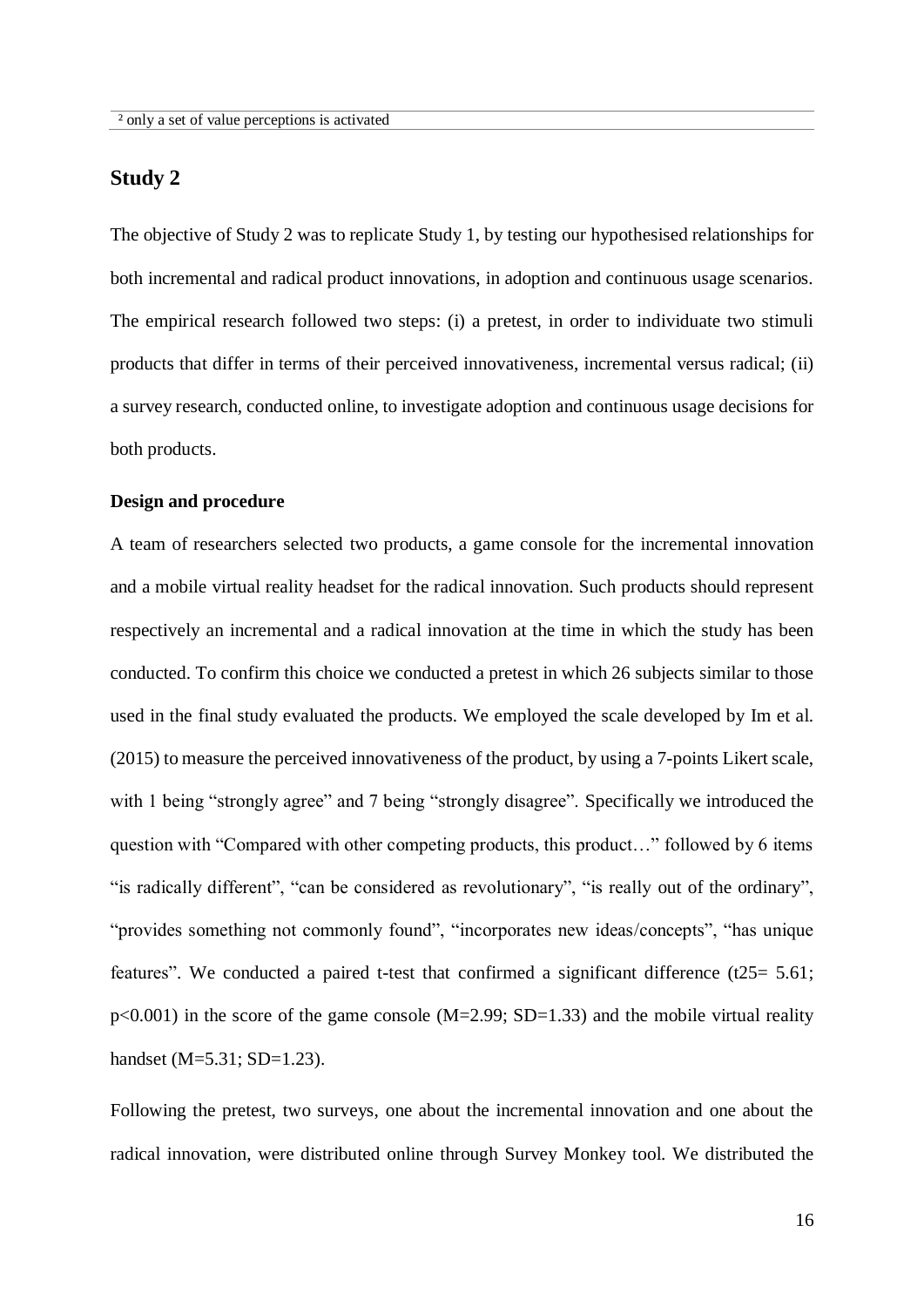[2] only a set of value perceptions is activated

## Study 2

The objective of Study 2 was to replicate Study 1, by testing our hypothesised relationships for both incremental and radical product innovations, in adoption and continuous usage scenarios. The empirical research followed two steps: (i) a pretest, in order to individuate two stimuli products that differ in terms of their perceived innovativeness, incremental versus radical; (ii) a survey research, conducted online, to investigate adoption and continuous usage decisions for both products.

### Design and procedure

A team of researchers selected two products, a game console for the incremental innovation and a mobile virtual reality headset for the radical innovation. Such products should represent respectively an incremental and a radical innovation at the time in which the study has been conducted. To confirm this choice we conducted a pretest in which 26 subjects similar to those used in the final study evaluated the products. We employed the scale developed by Im et al. (2015) to measure the perceived innovativeness of the product, by using a 7-points Likert scale, with 1 being "strongly agree" and 7 being "strongly disagree". Specifically we introduced the question with "Compared with other competing products, this product…" followed by 6 items "is radically different", "can be considered as revolutionary", "is really out of the ordinary", "provides something not commonly found", "incorporates new ideas/concepts", "has unique features". We conducted a paired t-test that confirmed a significant difference ($t_{25}$= 5.61; $p<0.001$) in the score of the game console (M=2.99; SD=1.33) and the mobile virtual reality handset (M=5.31; SD=1.23).

Following the pretest, two surveys, one about the incremental innovation and one about the radical innovation, were distributed online through Survey Monkey tool. We distributed the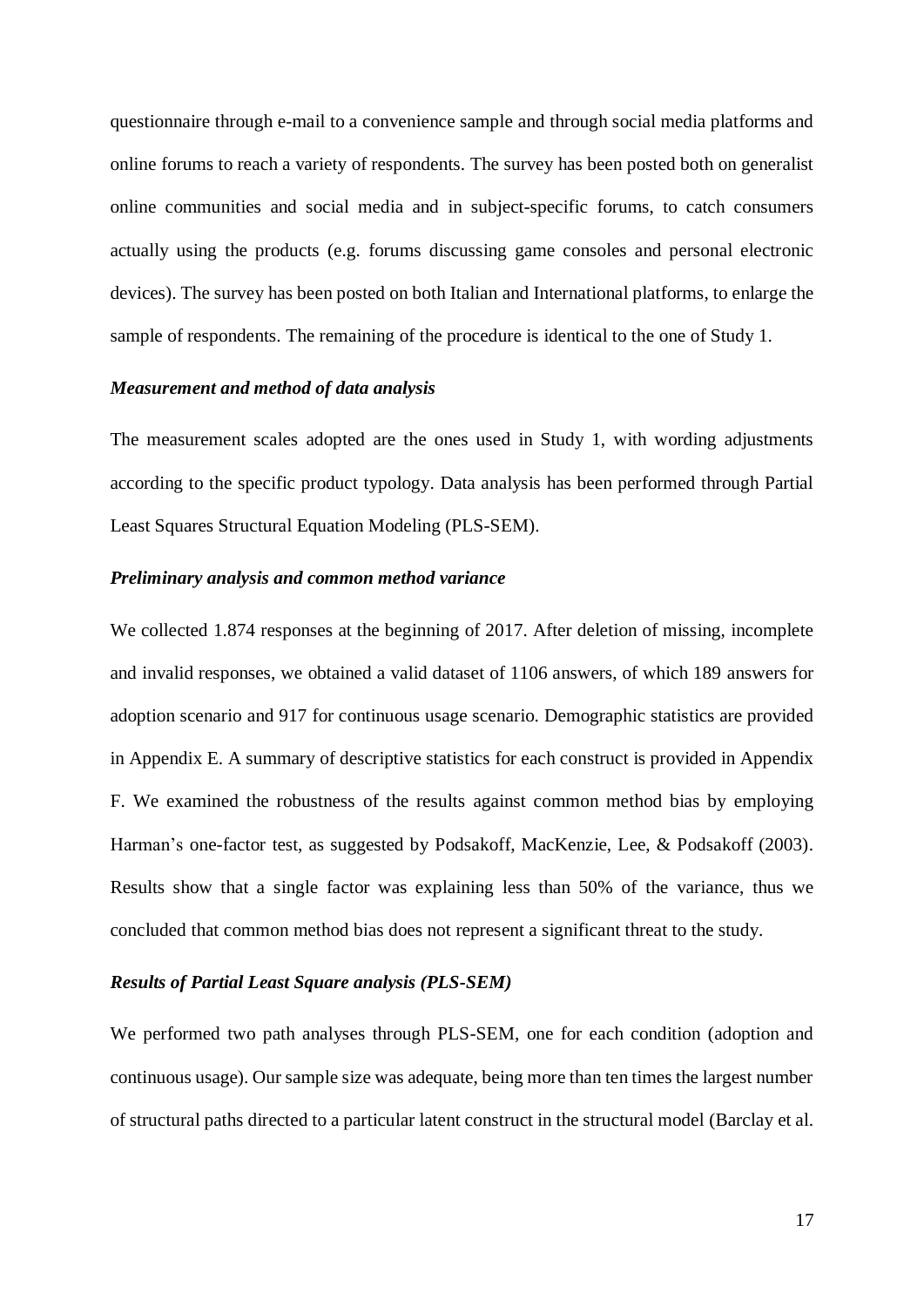questionnaire through e-mail to a convenience sample and through social media platforms and online forums to reach a variety of respondents. The survey has been posted both on generalist online communities and social media and in subject-specific forums, to catch consumers actually using the products (e.g. forums discussing game consoles and personal electronic devices). The survey has been posted on both Italian and International platforms, to enlarge the sample of respondents. The remaining of the procedure is identical to the one of Study 1.

### *Measurement and method of data analysis*

The measurement scales adopted are the ones used in Study 1, with wording adjustments according to the specific product typology. Data analysis has been performed through Partial Least Squares Structural Equation Modeling (PLS-SEM).

### *Preliminary analysis and common method variance*

We collected 1.874 responses at the beginning of 2017. After deletion of missing, incomplete and invalid responses, we obtained a valid dataset of 1106 answers, of which 189 answers for adoption scenario and 917 for continuous usage scenario. Demographic statistics are provided in Appendix E. A summary of descriptive statistics for each construct is provided in Appendix F. We examined the robustness of the results against common method bias by employing Harman's one-factor test, as suggested by Podsakoff, MacKenzie, Lee, & Podsakoff (2003). Results show that a single factor was explaining less than 50% of the variance, thus we concluded that common method bias does not represent a significant threat to the study.

### *Results of Partial Least Square analysis (PLS-SEM)*

We performed two path analyses through PLS-SEM, one for each condition (adoption and continuous usage). Our sample size was adequate, being more than ten times the largest number of structural paths directed to a particular latent construct in the structural model (Barclay et al.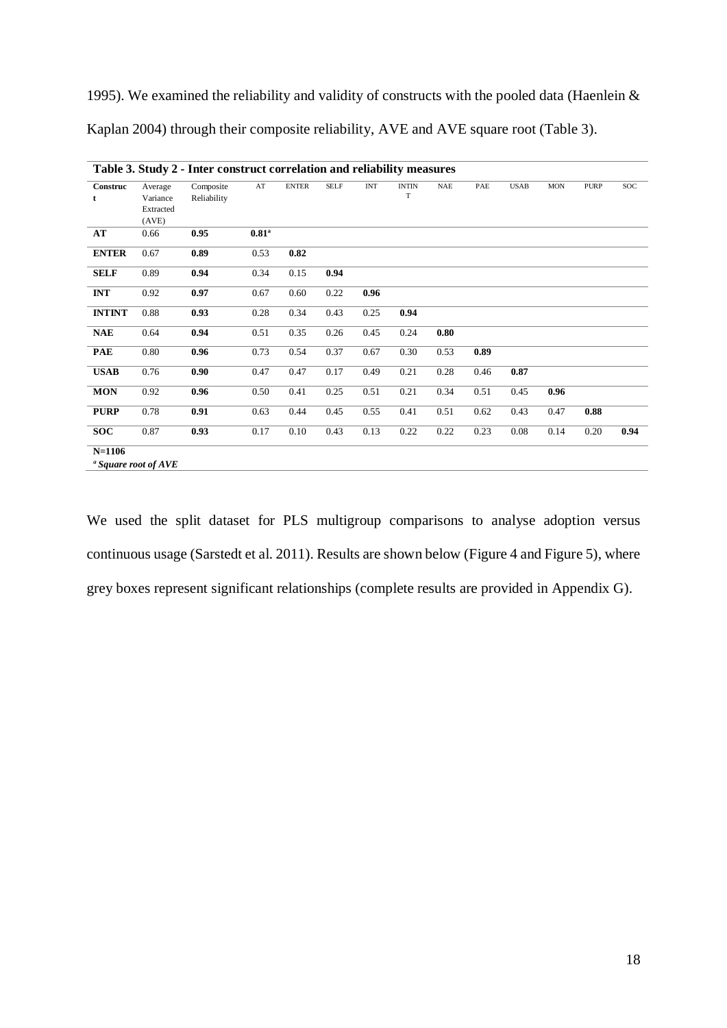1995). We examined the reliability and validity of constructs with the pooled data (Haenlein & Kaplan 2004) through their composite reliability, AVE and AVE square root (Table 3).

**Table 3. Study 2 - Inter construct correlation and reliability measures**

| Construct | Average Variance Extracted (AVE) | Composite Reliability | AT | ENTER | SELF | INT | INTINT | NAE | PAE | USAB | MON | PURP | SOC |
|---|---|---|---|---|---|---|---|---|---|---|---|---|---|
| **AT** | 0.66 | **0.95** | **0.81**[a] | | | | | | | | | | |
| **ENTER** | 0.67 | **0.89** | 0.53 | **0.82** | | | | | | | | | |
| **SELF** | 0.89 | **0.94** | 0.34 | 0.15 | **0.94** | | | | | | | | |
| **INT** | 0.92 | **0.97** | 0.67 | 0.60 | 0.22 | **0.96** | | | | | | | |
| **INTINT** | 0.88 | **0.93** | 0.28 | 0.34 | 0.43 | 0.25 | **0.94** | | | | | | |
| **NAE** | 0.64 | **0.94** | 0.51 | 0.35 | 0.26 | 0.45 | 0.24 | **0.80** | | | | | |
| **PAE** | 0.80 | **0.96** | 0.73 | 0.54 | 0.37 | 0.67 | 0.30 | 0.53 | **0.89** | | | | |
| **USAB** | 0.76 | **0.90** | 0.47 | 0.47 | 0.17 | 0.49 | 0.21 | 0.28 | 0.46 | **0.87** | | | |
| **MON** | 0.92 | **0.96** | 0.50 | 0.41 | 0.25 | 0.51 | 0.21 | 0.34 | 0.51 | 0.45 | **0.96** | | |
| **PURP** | 0.78 | **0.91** | 0.63 | 0.44 | 0.45 | 0.55 | 0.41 | 0.51 | 0.62 | 0.43 | 0.47 | **0.88** | |
| **SOC** | 0.87 | **0.93** | 0.17 | 0.10 | 0.43 | 0.13 | 0.22 | 0.22 | 0.23 | 0.08 | 0.14 | 0.20 | **0.94** |

**N=1106**

[a] *Square root of AVE*

We used the split dataset for PLS multigroup comparisons to analyse adoption versus continuous usage (Sarstedt et al. 2011). Results are shown below (Figure 4 and Figure 5), where grey boxes represent significant relationships (complete results are provided in Appendix G).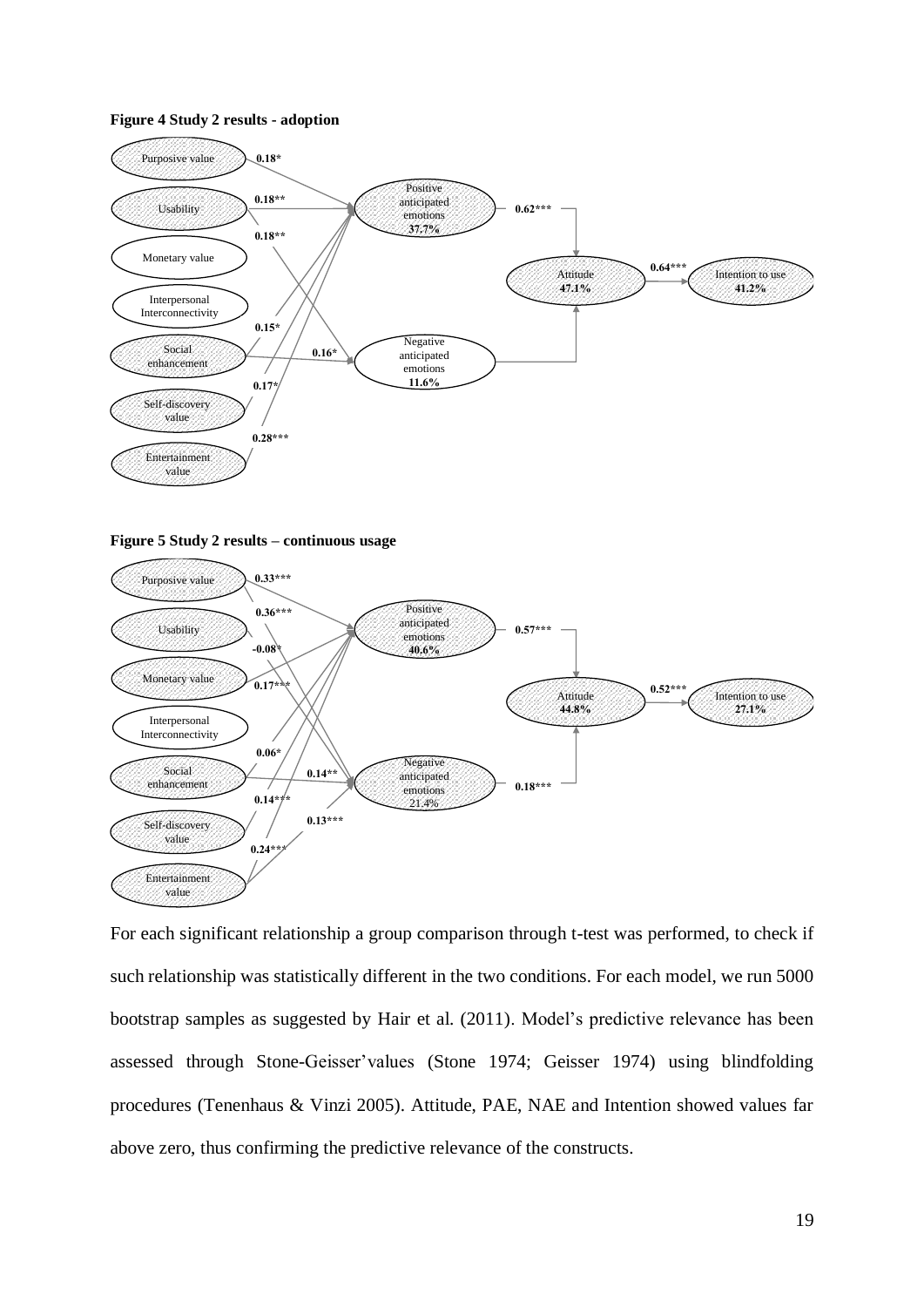**Figure 4 Study 2 results - adoption**

**Figure 5 Study 2 results – continuous usage**

For each significant relationship a group comparison through t-test was performed, to check if such relationship was statistically different in the two conditions. For each model, we run 5000 bootstrap samples as suggested by Hair et al. (2011). Model's predictive relevance has been assessed through Stone-Geisser'values (Stone 1974; Geisser 1974) using blindfolding procedures (Tenenhaus & Vinzi 2005). Attitude, PAE, NAE and Intention showed values far above zero, thus confirming the predictive relevance of the constructs.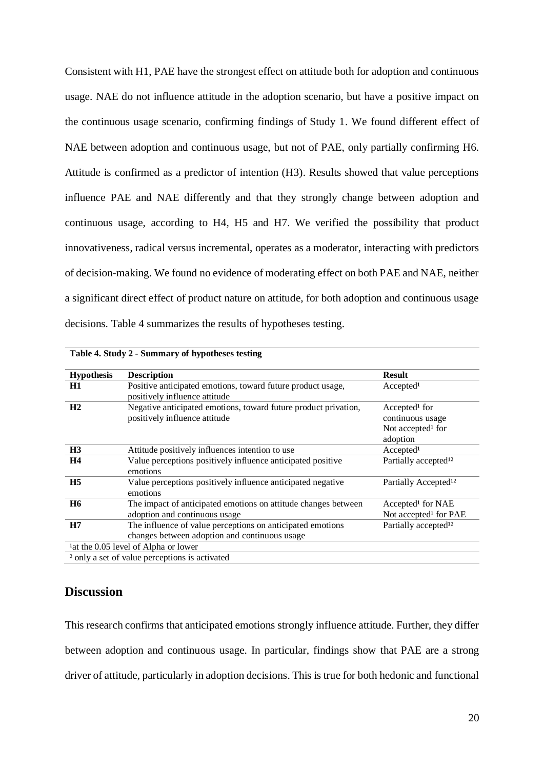Consistent with H1, PAE have the strongest effect on attitude both for adoption and continuous usage. NAE do not influence attitude in the adoption scenario, but have a positive impact on the continuous usage scenario, confirming findings of Study 1. We found different effect of NAE between adoption and continuous usage, but not of PAE, only partially confirming H6. Attitude is confirmed as a predictor of intention (H3). Results showed that value perceptions influence PAE and NAE differently and that they strongly change between adoption and continuous usage, according to H4, H5 and H7. We verified the possibility that product innovativeness, radical versus incremental, operates as a moderator, interacting with predictors of decision-making. We found no evidence of moderating effect on both PAE and NAE, neither a significant direct effect of product nature on attitude, for both adoption and continuous usage decisions. Table 4 summarizes the results of hypotheses testing.

**Table 4. Study 2 - Summary of hypotheses testing**

| Hypothesis | Description | Result |
|---|---|---|
| **H1** | Positive anticipated emotions, toward future product usage, positively influence attitude | Accepted[1] |
| **H2** | Negative anticipated emotions, toward future product privation, positively influence attitude | Accepted[1] for continuous usage<br>Not accepted[1] for adoption |
| **H3** | Attitude positively influences intention to use | Accepted[1] |
| **H4** | Value perceptions positively influence anticipated positive emotions | Partially accepted[1,2] |
| **H5** | Value perceptions positively influence anticipated negative emotions | Partially Accepted[1,2] |
| **H6** | The impact of anticipated emotions on attitude changes between adoption and continuous usage | Accepted[1] for NAE<br>Not accepted[1] for PAE |
| **H7** | The influence of value perceptions on anticipated emotions changes between adoption and continuous usage | Partially accepted[1,2] |

[1]at the 0.05 level of Alpha or lower

[2] only a set of value perceptions is activated

## Discussion

This research confirms that anticipated emotions strongly influence attitude. Further, they differ between adoption and continuous usage. In particular, findings show that PAE are a strong driver of attitude, particularly in adoption decisions. This is true for both hedonic and functional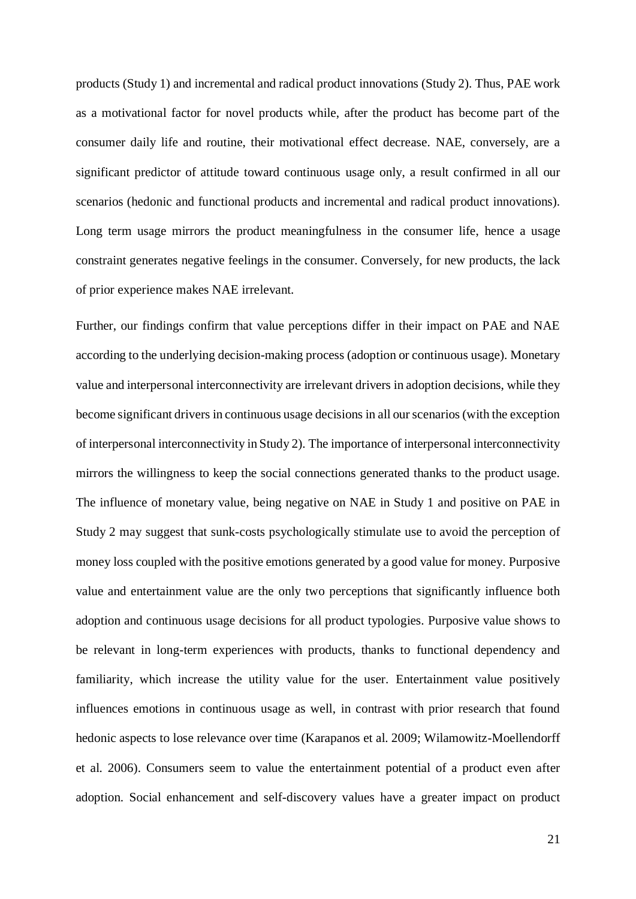products (Study 1) and incremental and radical product innovations (Study 2). Thus, PAE work as a motivational factor for novel products while, after the product has become part of the consumer daily life and routine, their motivational effect decrease. NAE, conversely, are a significant predictor of attitude toward continuous usage only, a result confirmed in all our scenarios (hedonic and functional products and incremental and radical product innovations). Long term usage mirrors the product meaningfulness in the consumer life, hence a usage constraint generates negative feelings in the consumer. Conversely, for new products, the lack of prior experience makes NAE irrelevant.

Further, our findings confirm that value perceptions differ in their impact on PAE and NAE according to the underlying decision-making process (adoption or continuous usage). Monetary value and interpersonal interconnectivity are irrelevant drivers in adoption decisions, while they become significant drivers in continuous usage decisions in all our scenarios (with the exception of interpersonal interconnectivity in Study 2). The importance of interpersonal interconnectivity mirrors the willingness to keep the social connections generated thanks to the product usage. The influence of monetary value, being negative on NAE in Study 1 and positive on PAE in Study 2 may suggest that sunk-costs psychologically stimulate use to avoid the perception of money loss coupled with the positive emotions generated by a good value for money. Purposive value and entertainment value are the only two perceptions that significantly influence both adoption and continuous usage decisions for all product typologies. Purposive value shows to be relevant in long-term experiences with products, thanks to functional dependency and familiarity, which increase the utility value for the user. Entertainment value positively influences emotions in continuous usage as well, in contrast with prior research that found hedonic aspects to lose relevance over time (Karapanos et al. 2009; Wilamowitz-Moellendorff et al. 2006). Consumers seem to value the entertainment potential of a product even after adoption. Social enhancement and self-discovery values have a greater impact on product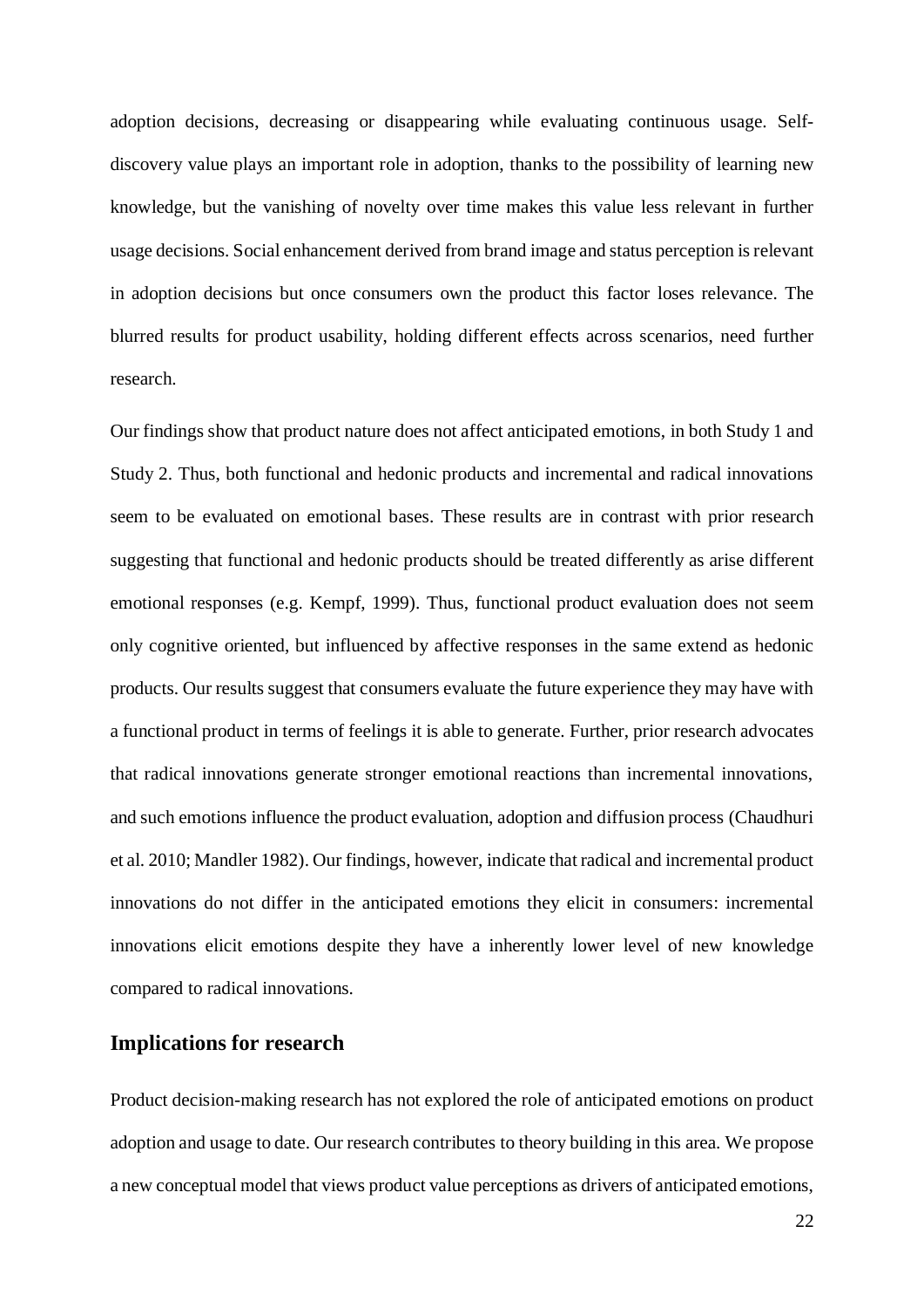adoption decisions, decreasing or disappearing while evaluating continuous usage. Self-discovery value plays an important role in adoption, thanks to the possibility of learning new knowledge, but the vanishing of novelty over time makes this value less relevant in further usage decisions. Social enhancement derived from brand image and status perception is relevant in adoption decisions but once consumers own the product this factor loses relevance. The blurred results for product usability, holding different effects across scenarios, need further research.

Our findings show that product nature does not affect anticipated emotions, in both Study 1 and Study 2. Thus, both functional and hedonic products and incremental and radical innovations seem to be evaluated on emotional bases. These results are in contrast with prior research suggesting that functional and hedonic products should be treated differently as arise different emotional responses (e.g. Kempf, 1999). Thus, functional product evaluation does not seem only cognitive oriented, but influenced by affective responses in the same extend as hedonic products. Our results suggest that consumers evaluate the future experience they may have with a functional product in terms of feelings it is able to generate. Further, prior research advocates that radical innovations generate stronger emotional reactions than incremental innovations, and such emotions influence the product evaluation, adoption and diffusion process (Chaudhuri et al. 2010; Mandler 1982). Our findings, however, indicate that radical and incremental product innovations do not differ in the anticipated emotions they elicit in consumers: incremental innovations elicit emotions despite they have a inherently lower level of new knowledge compared to radical innovations.

## Implications for research

Product decision-making research has not explored the role of anticipated emotions on product adoption and usage to date. Our research contributes to theory building in this area. We propose a new conceptual model that views product value perceptions as drivers of anticipated emotions,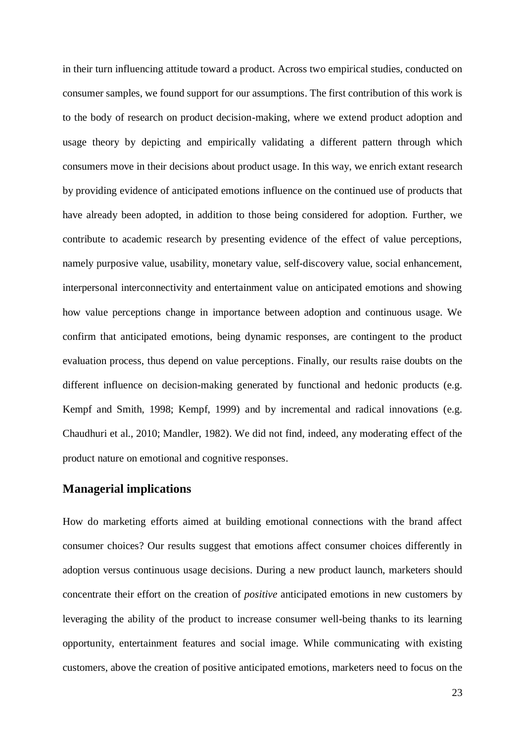in their turn influencing attitude toward a product. Across two empirical studies, conducted on consumer samples, we found support for our assumptions. The first contribution of this work is to the body of research on product decision-making, where we extend product adoption and usage theory by depicting and empirically validating a different pattern through which consumers move in their decisions about product usage. In this way, we enrich extant research by providing evidence of anticipated emotions influence on the continued use of products that have already been adopted, in addition to those being considered for adoption. Further, we contribute to academic research by presenting evidence of the effect of value perceptions, namely purposive value, usability, monetary value, self-discovery value, social enhancement, interpersonal interconnectivity and entertainment value on anticipated emotions and showing how value perceptions change in importance between adoption and continuous usage. We confirm that anticipated emotions, being dynamic responses, are contingent to the product evaluation process, thus depend on value perceptions. Finally, our results raise doubts on the different influence on decision-making generated by functional and hedonic products (e.g. Kempf and Smith, 1998; Kempf, 1999) and by incremental and radical innovations (e.g. Chaudhuri et al., 2010; Mandler, 1982). We did not find, indeed, any moderating effect of the product nature on emotional and cognitive responses.

## Managerial implications

How do marketing efforts aimed at building emotional connections with the brand affect consumer choices? Our results suggest that emotions affect consumer choices differently in adoption versus continuous usage decisions. During a new product launch, marketers should concentrate their effort on the creation of *positive* anticipated emotions in new customers by leveraging the ability of the product to increase consumer well-being thanks to its learning opportunity, entertainment features and social image. While communicating with existing customers, above the creation of positive anticipated emotions, marketers need to focus on the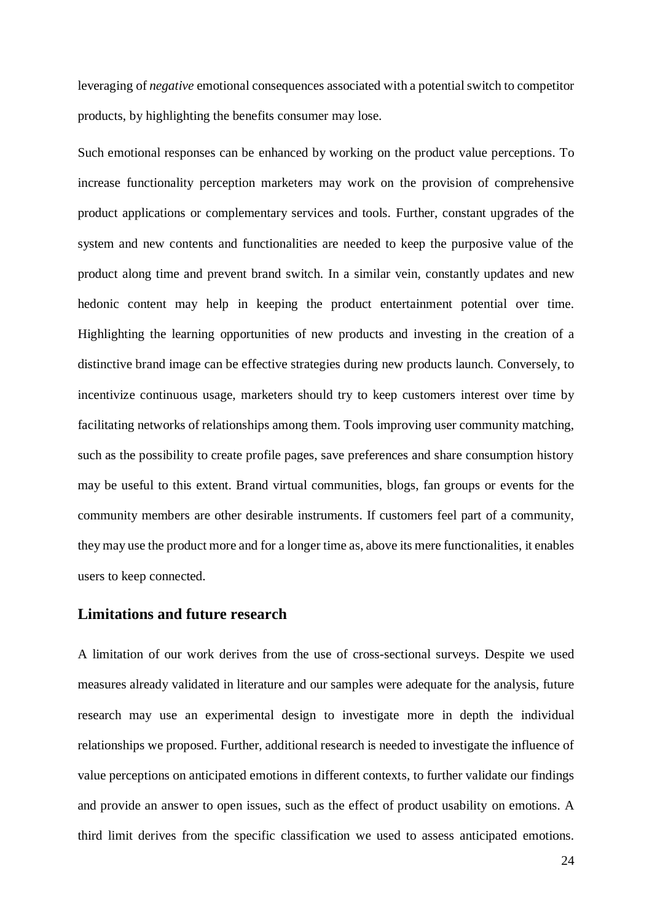leveraging of *negative* emotional consequences associated with a potential switch to competitor products, by highlighting the benefits consumer may lose.

Such emotional responses can be enhanced by working on the product value perceptions. To increase functionality perception marketers may work on the provision of comprehensive product applications or complementary services and tools. Further, constant upgrades of the system and new contents and functionalities are needed to keep the purposive value of the product along time and prevent brand switch. In a similar vein, constantly updates and new hedonic content may help in keeping the product entertainment potential over time. Highlighting the learning opportunities of new products and investing in the creation of a distinctive brand image can be effective strategies during new products launch. Conversely, to incentivize continuous usage, marketers should try to keep customers interest over time by facilitating networks of relationships among them. Tools improving user community matching, such as the possibility to create profile pages, save preferences and share consumption history may be useful to this extent. Brand virtual communities, blogs, fan groups or events for the community members are other desirable instruments. If customers feel part of a community, they may use the product more and for a longer time as, above its mere functionalities, it enables users to keep connected.

## Limitations and future research

A limitation of our work derives from the use of cross-sectional surveys. Despite we used measures already validated in literature and our samples were adequate for the analysis, future research may use an experimental design to investigate more in depth the individual relationships we proposed. Further, additional research is needed to investigate the influence of value perceptions on anticipated emotions in different contexts, to further validate our findings and provide an answer to open issues, such as the effect of product usability on emotions. A third limit derives from the specific classification we used to assess anticipated emotions.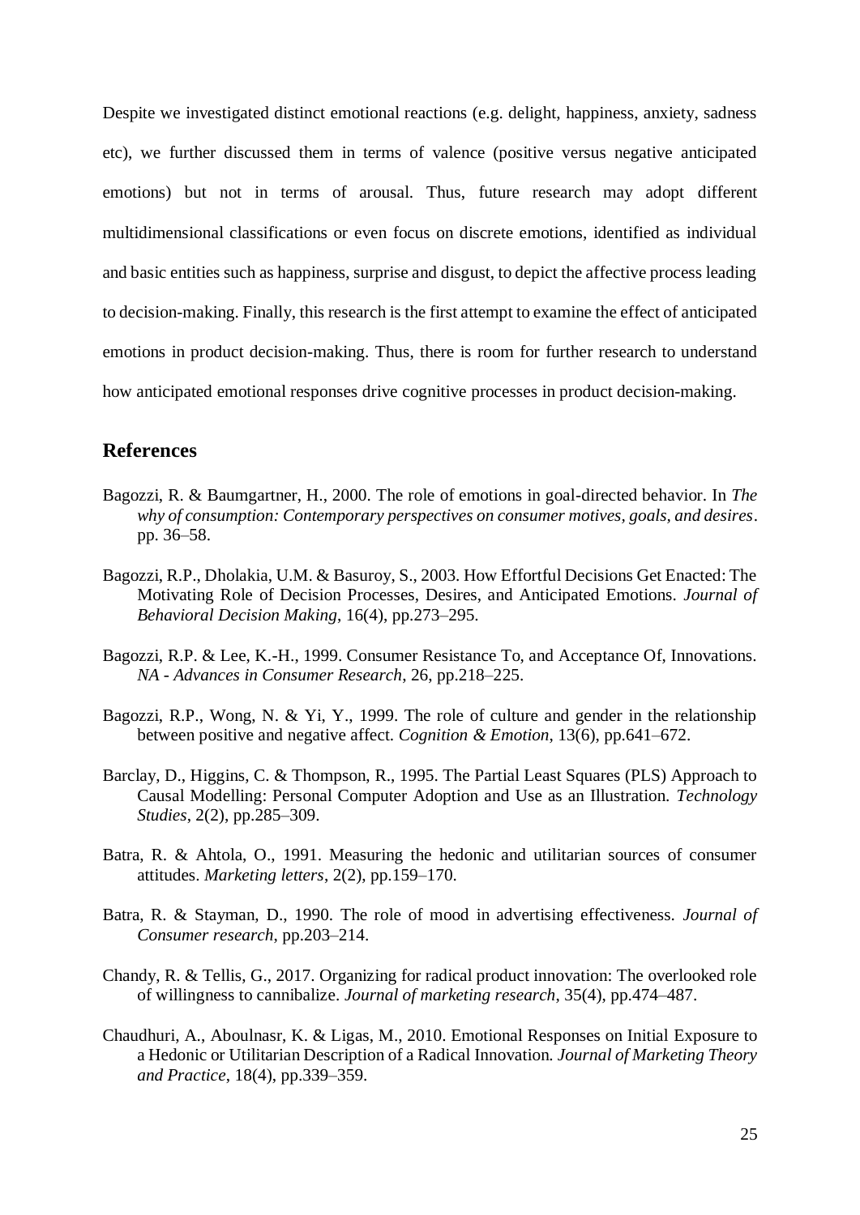Despite we investigated distinct emotional reactions (e.g. delight, happiness, anxiety, sadness etc), we further discussed them in terms of valence (positive versus negative anticipated emotions) but not in terms of arousal. Thus, future research may adopt different multidimensional classifications or even focus on discrete emotions, identified as individual and basic entities such as happiness, surprise and disgust, to depict the affective process leading to decision-making. Finally, this research is the first attempt to examine the effect of anticipated emotions in product decision-making. Thus, there is room for further research to understand how anticipated emotional responses drive cognitive processes in product decision-making.

## References

Bagozzi, R. & Baumgartner, H., 2000. The role of emotions in goal-directed behavior. In *The why of consumption: Contemporary perspectives on consumer motives, goals, and desires*. pp. 36–58.

Bagozzi, R.P., Dholakia, U.M. & Basuroy, S., 2003. How Effortful Decisions Get Enacted: The Motivating Role of Decision Processes, Desires, and Anticipated Emotions. *Journal of Behavioral Decision Making*, 16(4), pp.273–295.

Bagozzi, R.P. & Lee, K.-H., 1999. Consumer Resistance To, and Acceptance Of, Innovations. *NA - Advances in Consumer Research*, 26, pp.218–225.

Bagozzi, R.P., Wong, N. & Yi, Y., 1999. The role of culture and gender in the relationship between positive and negative affect. *Cognition & Emotion*, 13(6), pp.641–672.

Barclay, D., Higgins, C. & Thompson, R., 1995. The Partial Least Squares (PLS) Approach to Causal Modelling: Personal Computer Adoption and Use as an Illustration. *Technology Studies*, 2(2), pp.285–309.

Batra, R. & Ahtola, O., 1991. Measuring the hedonic and utilitarian sources of consumer attitudes. *Marketing letters*, 2(2), pp.159–170.

Batra, R. & Stayman, D., 1990. The role of mood in advertising effectiveness. *Journal of Consumer research*, pp.203–214.

Chandy, R. & Tellis, G., 2017. Organizing for radical product innovation: The overlooked role of willingness to cannibalize. *Journal of marketing research*, 35(4), pp.474–487.

Chaudhuri, A., Aboulnasr, K. & Ligas, M., 2010. Emotional Responses on Initial Exposure to a Hedonic or Utilitarian Description of a Radical Innovation. *Journal of Marketing Theory and Practice*, 18(4), pp.339–359.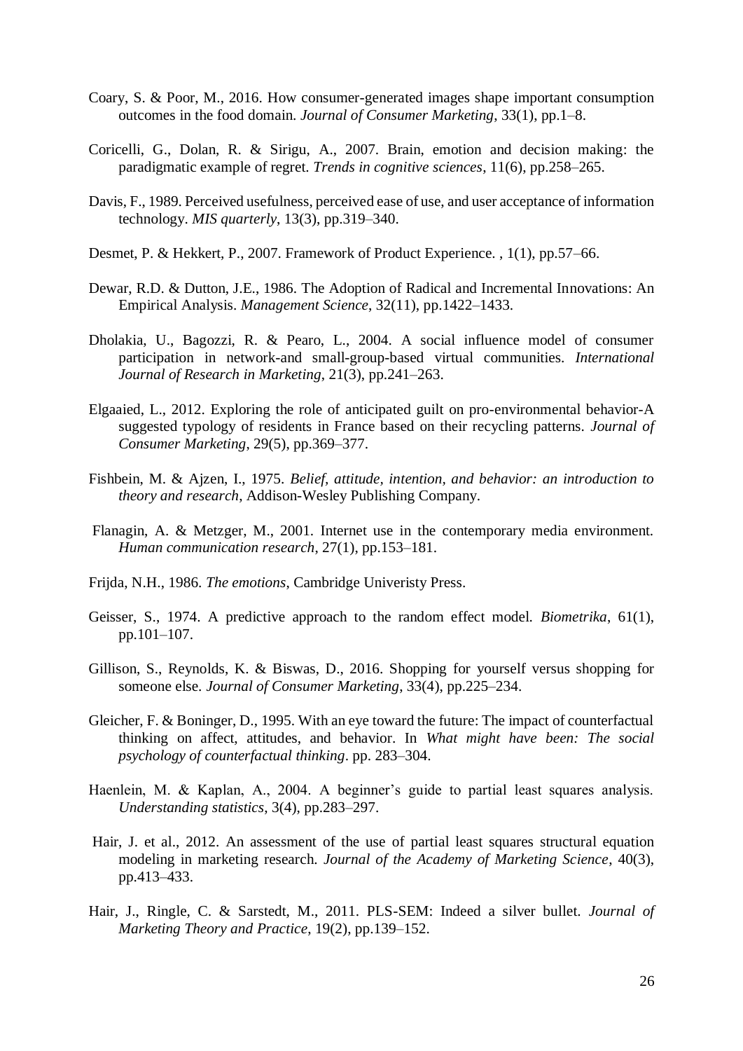Coary, S. & Poor, M., 2016. How consumer-generated images shape important consumption outcomes in the food domain. *Journal of Consumer Marketing*, 33(1), pp.1–8.

Coricelli, G., Dolan, R. & Sirigu, A., 2007. Brain, emotion and decision making: the paradigmatic example of regret. *Trends in cognitive sciences*, 11(6), pp.258–265.

Davis, F., 1989. Perceived usefulness, perceived ease of use, and user acceptance of information technology. *MIS quarterly*, 13(3), pp.319–340.

Desmet, P. & Hekkert, P., 2007. Framework of Product Experience. , 1(1), pp.57–66.

Dewar, R.D. & Dutton, J.E., 1986. The Adoption of Radical and Incremental Innovations: An Empirical Analysis. *Management Science*, 32(11), pp.1422–1433.

Dholakia, U., Bagozzi, R. & Pearo, L., 2004. A social influence model of consumer participation in network-and small-group-based virtual communities. *International Journal of Research in Marketing*, 21(3), pp.241–263.

Elgaaied, L., 2012. Exploring the role of anticipated guilt on pro-environmental behavior-A suggested typology of residents in France based on their recycling patterns. *Journal of Consumer Marketing*, 29(5), pp.369–377.

Fishbein, M. & Ajzen, I., 1975. *Belief, attitude, intention, and behavior: an introduction to theory and research*, Addison-Wesley Publishing Company.

Flanagin, A. & Metzger, M., 2001. Internet use in the contemporary media environment. *Human communication research*, 27(1), pp.153–181.

Frijda, N.H., 1986. *The emotions*, Cambridge Univeristy Press.

Geisser, S., 1974. A predictive approach to the random effect model. *Biometrika*, 61(1), pp.101–107.

Gillison, S., Reynolds, K. & Biswas, D., 2016. Shopping for yourself versus shopping for someone else. *Journal of Consumer Marketing*, 33(4), pp.225–234.

Gleicher, F. & Boninger, D., 1995. With an eye toward the future: The impact of counterfactual thinking on affect, attitudes, and behavior. In *What might have been: The social psychology of counterfactual thinking*. pp. 283–304.

Haenlein, M. & Kaplan, A., 2004. A beginner's guide to partial least squares analysis. *Understanding statistics*, 3(4), pp.283–297.

Hair, J. et al., 2012. An assessment of the use of partial least squares structural equation modeling in marketing research. *Journal of the Academy of Marketing Science*, 40(3), pp.413–433.

Hair, J., Ringle, C. & Sarstedt, M., 2011. PLS-SEM: Indeed a silver bullet. *Journal of Marketing Theory and Practice*, 19(2), pp.139–152.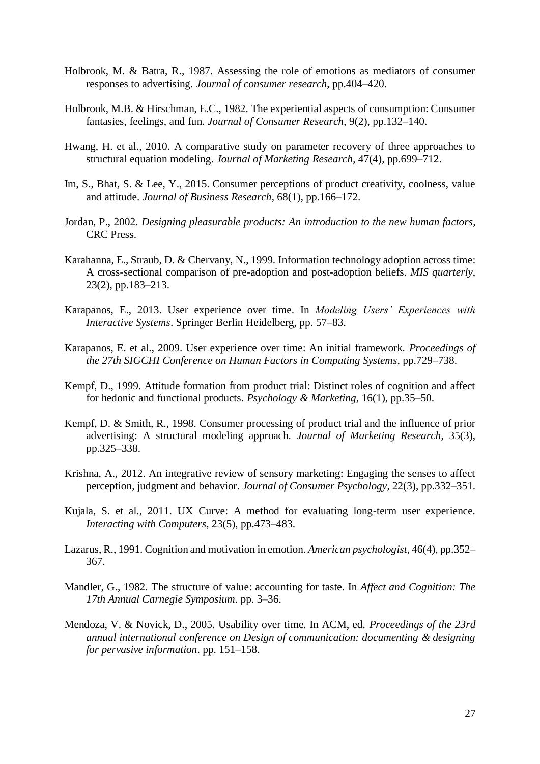Holbrook, M. & Batra, R., 1987. Assessing the role of emotions as mediators of consumer responses to advertising. *Journal of consumer research*, pp.404–420.

Holbrook, M.B. & Hirschman, E.C., 1982. The experiential aspects of consumption: Consumer fantasies, feelings, and fun. *Journal of Consumer Research*, 9(2), pp.132–140.

Hwang, H. et al., 2010. A comparative study on parameter recovery of three approaches to structural equation modeling. *Journal of Marketing Research*, 47(4), pp.699–712.

Im, S., Bhat, S. & Lee, Y., 2015. Consumer perceptions of product creativity, coolness, value and attitude. *Journal of Business Research*, 68(1), pp.166–172.

Jordan, P., 2002. *Designing pleasurable products: An introduction to the new human factors*, CRC Press.

Karahanna, E., Straub, D. & Chervany, N., 1999. Information technology adoption across time: A cross-sectional comparison of pre-adoption and post-adoption beliefs. *MIS quarterly*, 23(2), pp.183–213.

Karapanos, E., 2013. User experience over time. In *Modeling Users' Experiences with Interactive Systems*. Springer Berlin Heidelberg, pp. 57–83.

Karapanos, E. et al., 2009. User experience over time: An initial framework. *Proceedings of the 27th SIGCHI Conference on Human Factors in Computing Systems*, pp.729–738.

Kempf, D., 1999. Attitude formation from product trial: Distinct roles of cognition and affect for hedonic and functional products. *Psychology & Marketing*, 16(1), pp.35–50.

Kempf, D. & Smith, R., 1998. Consumer processing of product trial and the influence of prior advertising: A structural modeling approach. *Journal of Marketing Research*, 35(3), pp.325–338.

Krishna, A., 2012. An integrative review of sensory marketing: Engaging the senses to affect perception, judgment and behavior. *Journal of Consumer Psychology*, 22(3), pp.332–351.

Kujala, S. et al., 2011. UX Curve: A method for evaluating long-term user experience. *Interacting with Computers*, 23(5), pp.473–483.

Lazarus, R., 1991. Cognition and motivation in emotion. *American psychologist*, 46(4), pp.352–367.

Mandler, G., 1982. The structure of value: accounting for taste. In *Affect and Cognition: The 17th Annual Carnegie Symposium*. pp. 3–36.

Mendoza, V. & Novick, D., 2005. Usability over time. In ACM, ed. *Proceedings of the 23rd annual international conference on Design of communication: documenting & designing for pervasive information*. pp. 151–158.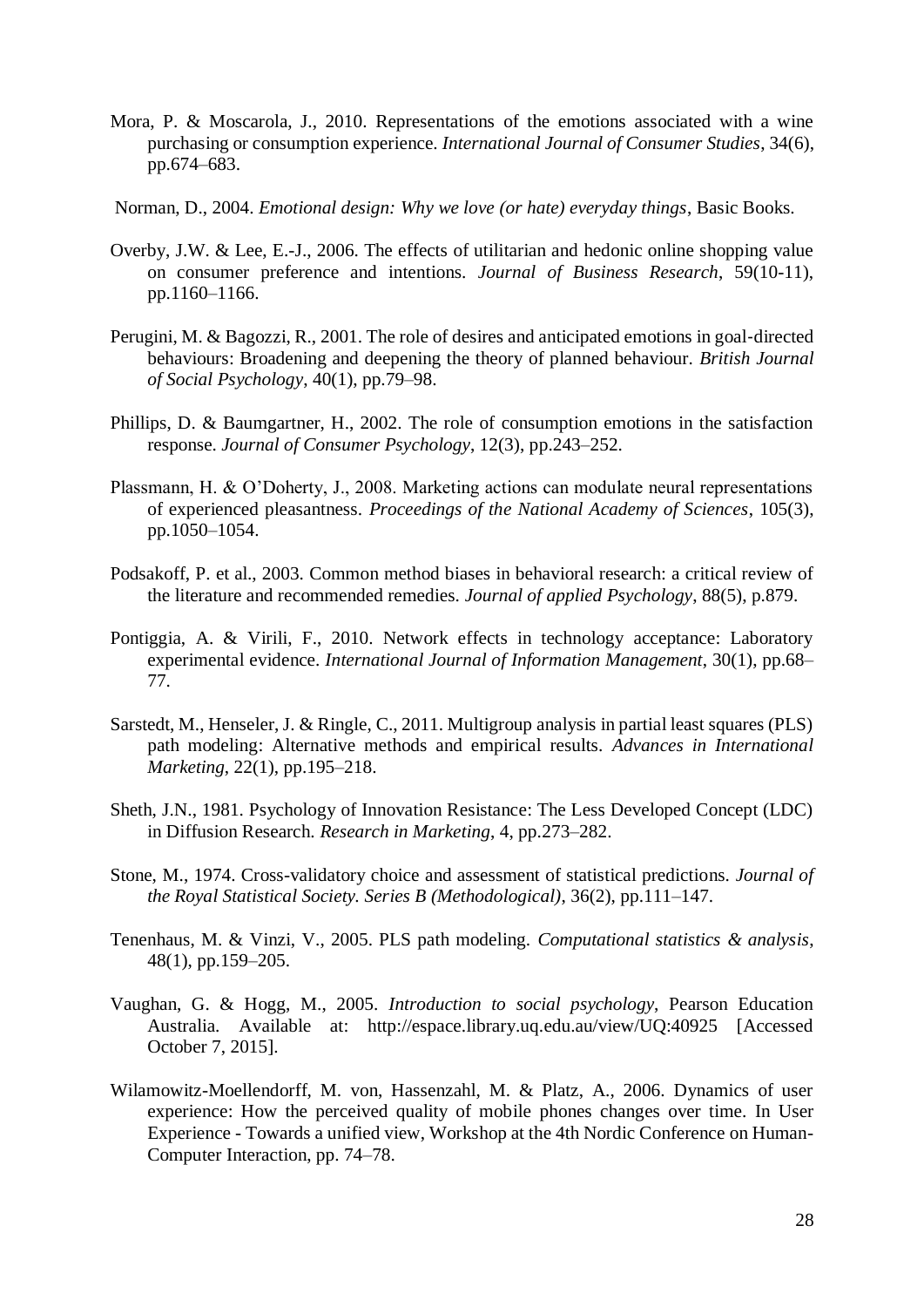Mora, P. & Moscarola, J., 2010. Representations of the emotions associated with a wine purchasing or consumption experience. *International Journal of Consumer Studies*, 34(6), pp.674–683.

Norman, D., 2004. *Emotional design: Why we love (or hate) everyday things*, Basic Books.

Overby, J.W. & Lee, E.-J., 2006. The effects of utilitarian and hedonic online shopping value on consumer preference and intentions. *Journal of Business Research*, 59(10-11), pp.1160–1166.

Perugini, M. & Bagozzi, R., 2001. The role of desires and anticipated emotions in goal-directed behaviours: Broadening and deepening the theory of planned behaviour. *British Journal of Social Psychology*, 40(1), pp.79–98.

Phillips, D. & Baumgartner, H., 2002. The role of consumption emotions in the satisfaction response. *Journal of Consumer Psychology*, 12(3), pp.243–252.

Plassmann, H. & O'Doherty, J., 2008. Marketing actions can modulate neural representations of experienced pleasantness. *Proceedings of the National Academy of Sciences*, 105(3), pp.1050–1054.

Podsakoff, P. et al., 2003. Common method biases in behavioral research: a critical review of the literature and recommended remedies. *Journal of applied Psychology*, 88(5), p.879.

Pontiggia, A. & Virili, F., 2010. Network effects in technology acceptance: Laboratory experimental evidence. *International Journal of Information Management*, 30(1), pp.68–77.

Sarstedt, M., Henseler, J. & Ringle, C., 2011. Multigroup analysis in partial least squares (PLS) path modeling: Alternative methods and empirical results. *Advances in International Marketing*, 22(1), pp.195–218.

Sheth, J.N., 1981. Psychology of Innovation Resistance: The Less Developed Concept (LDC) in Diffusion Research. *Research in Marketing*, 4, pp.273–282.

Stone, M., 1974. Cross-validatory choice and assessment of statistical predictions. *Journal of the Royal Statistical Society. Series B (Methodological)*, 36(2), pp.111–147.

Tenenhaus, M. & Vinzi, V., 2005. PLS path modeling. *Computational statistics & analysis*, 48(1), pp.159–205.

Vaughan, G. & Hogg, M., 2005. *Introduction to social psychology*, Pearson Education Australia. Available at: http://espace.library.uq.edu.au/view/UQ:40925 [Accessed October 7, 2015].

Wilamowitz-Moellendorff, M. von, Hassenzahl, M. & Platz, A., 2006. Dynamics of user experience: How the perceived quality of mobile phones changes over time. In User Experience - Towards a unified view, Workshop at the 4th Nordic Conference on Human-Computer Interaction, pp. 74–78.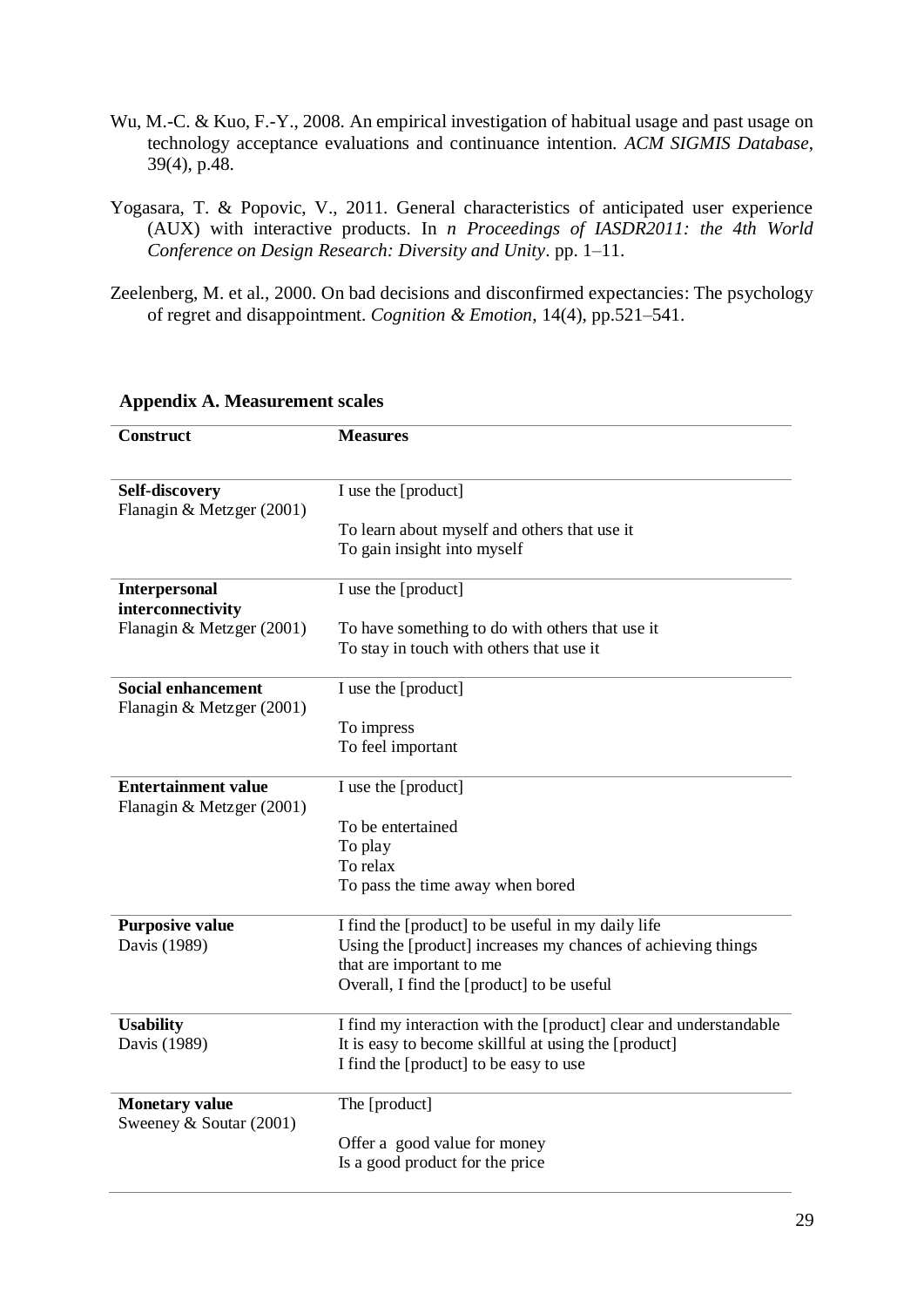Wu, M.-C. & Kuo, F.-Y., 2008. An empirical investigation of habitual usage and past usage on technology acceptance evaluations and continuance intention. *ACM SIGMIS Database*, 39(4), p.48.

Yogasara, T. & Popovic, V., 2011. General characteristics of anticipated user experience (AUX) with interactive products. In *n Proceedings of IASDR2011: the 4th World Conference on Design Research: Diversity and Unity*. pp. 1–11.

Zeelenberg, M. et al., 2000. On bad decisions and disconfirmed expectancies: The psychology of regret and disappointment. *Cognition & Emotion*, 14(4), pp.521–541.

## Appendix A. Measurement scales

| Construct | Measures |
|---|---|
| **Self-discovery**<br>Flanagin & Metzger (2001) | I use the [product]<br>To learn about myself and others that use it<br>To gain insight into myself |
| **Interpersonal interconnectivity**<br>Flanagin & Metzger (2001) | I use the [product]<br>To have something to do with others that use it<br>To stay in touch with others that use it |
| **Social enhancement**<br>Flanagin & Metzger (2001) | I use the [product]<br>To impress<br>To feel important |
| **Entertainment value**<br>Flanagin & Metzger (2001) | I use the [product]<br>To be entertained<br>To play<br>To relax<br>To pass the time away when bored |
| **Purposive value**<br>Davis (1989) | I find the [product] to be useful in my daily life<br>Using the [product] increases my chances of achieving things that are important to me<br>Overall, I find the [product] to be useful |
| **Usability**<br>Davis (1989) | I find my interaction with the [product] clear and understandable<br>It is easy to become skillful at using the [product]<br>I find the [product] to be easy to use |
| **Monetary value**<br>Sweeney & Soutar (2001) | The [product]<br>Offer a good value for money<br>Is a good product for the price |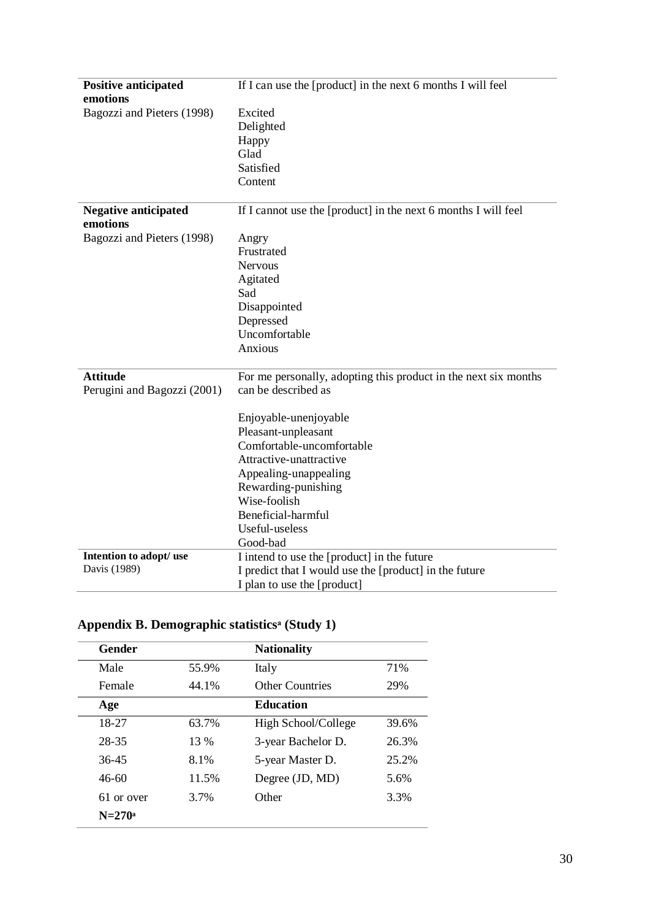| | |
|---|---|
| **Positive anticipated emotions** | If I can use the [product] in the next 6 months I will feel |
| Bagozzi and Pieters (1998) | Excited<br>Delighted<br>Happy<br>Glad<br>Satisfied<br>Content |
| **Negative anticipated emotions** | If I cannot use the [product] in the next 6 months I will feel |
| Bagozzi and Pieters (1998) | Angry<br>Frustrated<br>Nervous<br>Agitated<br>Sad<br>Disappointed<br>Depressed<br>Uncomfortable<br>Anxious |
| **Attitude**<br>Perugini and Bagozzi (2001) | For me personally, adopting this product in the next six months can be described as<br><br>Enjoyable-unenjoyable<br>Pleasant-unpleasant<br>Comfortable-uncomfortable<br>Attractive-unattractive<br>Appealing-unappealing<br>Rewarding-punishing<br>Wise-foolish<br>Beneficial-harmful<br>Useful-useless<br>Good-bad |
| **Intention to adopt/ use**<br>Davis (1989) | I intend to use the [product] in the future<br>I predict that I would use the [product] in the future<br>I plan to use the [product] |

## Appendix B. Demographic statistics[a] (Study 1)

| **Gender** | | **Nationality** | |
|---|---|---|---|
| Male | 55.9% | Italy | 71% |
| Female | 44.1% | Other Countries | 29% |
| **Age** | | **Education** | |
| 18-27 | 63.7% | High School/College | 39.6% |
| 28-35 | 13 % | 3-year Bachelor D. | 26.3% |
| 36-45 | 8.1% | 5-year Master D. | 25.2% |
| 46-60 | 11.5% | Degree (JD, MD) | 5.6% |
| 61 or over | 3.7% | Other | 3.3% |
| **N=270[a]** | | | |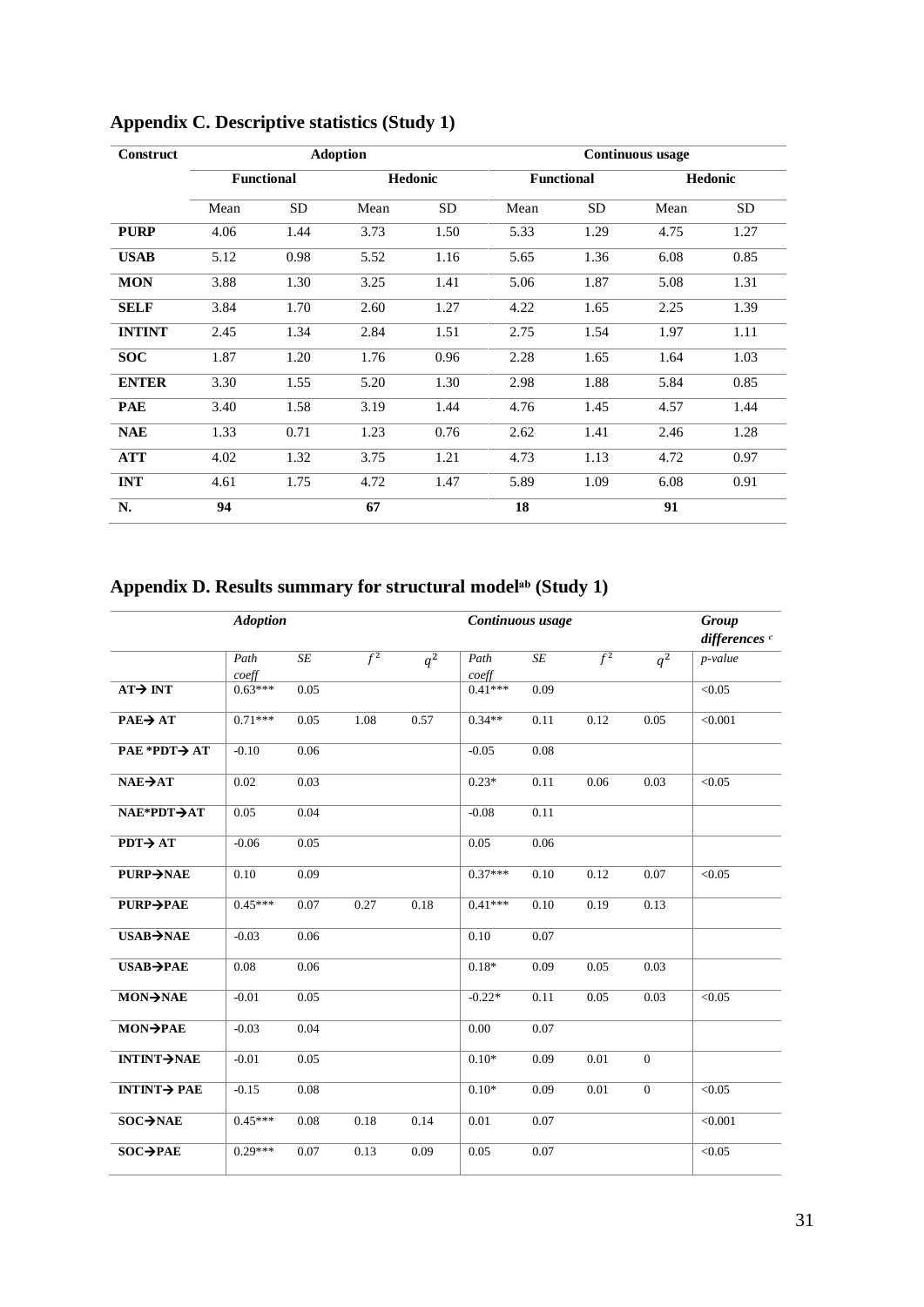## Appendix C. Descriptive statistics (Study 1)

| Construct | Adoption | | | | Continuous usage | | | |
|---|---|---|---|---|---|---|---|---|
| | Functional | | Hedonic | | Functional | | Hedonic | |
| | Mean | SD | Mean | SD | Mean | SD | Mean | SD |
| **PURP** | 4.06 | 1.44 | 3.73 | 1.50 | 5.33 | 1.29 | 4.75 | 1.27 |
| **USAB** | 5.12 | 0.98 | 5.52 | 1.16 | 5.65 | 1.36 | 6.08 | 0.85 |
| **MON** | 3.88 | 1.30 | 3.25 | 1.41 | 5.06 | 1.87 | 5.08 | 1.31 |
| **SELF** | 3.84 | 1.70 | 2.60 | 1.27 | 4.22 | 1.65 | 2.25 | 1.39 |
| **INTINT** | 2.45 | 1.34 | 2.84 | 1.51 | 2.75 | 1.54 | 1.97 | 1.11 |
| **SOC** | 1.87 | 1.20 | 1.76 | 0.96 | 2.28 | 1.65 | 1.64 | 1.03 |
| **ENTER** | 3.30 | 1.55 | 5.20 | 1.30 | 2.98 | 1.88 | 5.84 | 0.85 |
| **PAE** | 3.40 | 1.58 | 3.19 | 1.44 | 4.76 | 1.45 | 4.57 | 1.44 |
| **NAE** | 1.33 | 0.71 | 1.23 | 0.76 | 2.62 | 1.41 | 2.46 | 1.28 |
| **ATT** | 4.02 | 1.32 | 3.75 | 1.21 | 4.73 | 1.13 | 4.72 | 0.97 |
| **INT** | 4.61 | 1.75 | 4.72 | 1.47 | 5.89 | 1.09 | 6.08 | 0.91 |
| **N.** | **94** | | **67** | | **18** | | **91** | |

## Appendix D. Results summary for structural model[ab] (Study 1)

| | *Adoption* | | | | *Continuous usage* | | | | *Group differences* [c] |
|---|---|---|---|---|---|---|---|---|---|
| | *Path coeff* | *SE* | $f^2$ | $q^2$ | *Path coeff* | *SE* | $f^2$ | $q^2$ | *p-value* |
| **AT→ INT** | 0.63*** | 0.05 | | | 0.41*** | 0.09 | | | <0.05 |
| **PAE→ AT** | 0.71*** | 0.05 | 1.08 | 0.57 | 0.34** | 0.11 | 0.12 | 0.05 | <0.001 |
| **PAE *PDT→ AT** | -0.10 | 0.06 | | | -0.05 | 0.08 | | | |
| **NAE→AT** | 0.02 | 0.03 | | | 0.23* | 0.11 | 0.06 | 0.03 | <0.05 |
| **NAE*PDT→AT** | 0.05 | 0.04 | | | -0.08 | 0.11 | | | |
| **PDT→ AT** | -0.06 | 0.05 | | | 0.05 | 0.06 | | | |
| **PURP→NAE** | 0.10 | 0.09 | | | 0.37*** | 0.10 | 0.12 | 0.07 | <0.05 |
| **PURP→PAE** | 0.45*** | 0.07 | 0.27 | 0.18 | 0.41*** | 0.10 | 0.19 | 0.13 | |
| **USAB→NAE** | -0.03 | 0.06 | | | 0.10 | 0.07 | | | |
| **USAB→PAE** | 0.08 | 0.06 | | | 0.18* | 0.09 | 0.05 | 0.03 | |
| **MON→NAE** | -0.01 | 0.05 | | | -0.22* | 0.11 | 0.05 | 0.03 | <0.05 |
| **MON→PAE** | -0.03 | 0.04 | | | 0.00 | 0.07 | | | |
| **INTINT→NAE** | -0.01 | 0.05 | | | 0.10* | 0.09 | 0.01 | 0 | |
| **INTINT→ PAE** | -0.15 | 0.08 | | | 0.10* | 0.09 | 0.01 | 0 | <0.05 |
| **SOC→NAE** | 0.45*** | 0.08 | 0.18 | 0.14 | 0.01 | 0.07 | | | <0.001 |
| **SOC→PAE** | 0.29*** | 0.07 | 0.13 | 0.09 | 0.05 | 0.07 | | | <0.05 |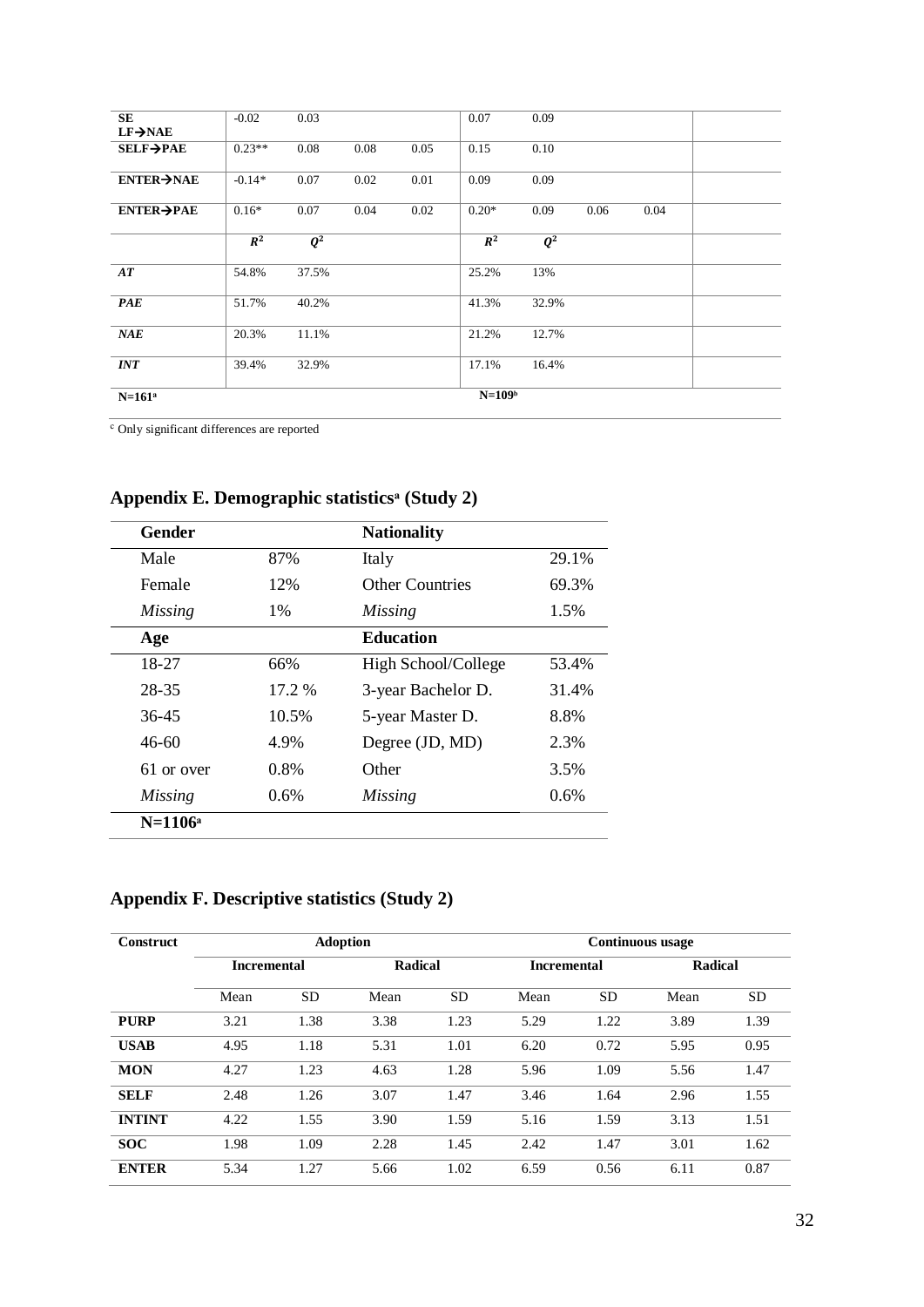| | | | | | | | | | |
|---|---|---|---|---|---|---|---|---|---|
| **SE LF→NAE** | -0.02 | 0.03 | | | 0.07 | 0.09 | | | |
| **SELF→PAE** | 0.23** | 0.08 | 0.08 | 0.05 | 0.15 | 0.10 | | | |
| **ENTER→NAE** | -0.14* | 0.07 | 0.02 | 0.01 | 0.09 | 0.09 | | | |
| **ENTER→PAE** | 0.16* | 0.07 | 0.04 | 0.02 | 0.20* | 0.09 | 0.06 | 0.04 | |
| | $R^2$ | $Q^2$ | | | $R^2$ | $Q^2$ | | | |
| ***AT*** | 54.8% | 37.5% | | | 25.2% | 13% | | | |
| ***PAE*** | 51.7% | 40.2% | | | 41.3% | 32.9% | | | |
| ***NAE*** | 20.3% | 11.1% | | | 21.2% | 12.7% | | | |
| ***INT*** | 39.4% | 32.9% | | | 17.1% | 16.4% | | | |
| **N=161[a]** | | | | | **N=109[b]** | | | | |

[c] Only significant differences are reported

## Appendix E. Demographic statistics[a] (Study 2)

| **Gender** | | **Nationality** | |
|---|---|---|---|
| Male | 87% | Italy | 29.1% |
| Female | 12% | Other Countries | 69.3% |
| *Missing* | 1% | *Missing* | 1.5% |
| **Age** | | **Education** | |
| 18-27 | 66% | High School/College | 53.4% |
| 28-35 | 17.2 % | 3-year Bachelor D. | 31.4% |
| 36-45 | 10.5% | 5-year Master D. | 8.8% |
| 46-60 | 4.9% | Degree (JD, MD) | 2.3% |
| 61 or over | 0.8% | Other | 3.5% |
| *Missing* | 0.6% | *Missing* | 0.6% |
| **N=1106[a]** | | | |

## Appendix F. Descriptive statistics (Study 2)

| **Construct** | **Adoption** | | | | **Continuous usage** | | | |
|---|---|---|---|---|---|---|---|---|
| | **Incremental** | | **Radical** | | **Incremental** | | **Radical** | |
| | Mean | SD | Mean | SD | Mean | SD | Mean | SD |
| **PURP** | 3.21 | 1.38 | 3.38 | 1.23 | 5.29 | 1.22 | 3.89 | 1.39 |
| **USAB** | 4.95 | 1.18 | 5.31 | 1.01 | 6.20 | 0.72 | 5.95 | 0.95 |
| **MON** | 4.27 | 1.23 | 4.63 | 1.28 | 5.96 | 1.09 | 5.56 | 1.47 |
| **SELF** | 2.48 | 1.26 | 3.07 | 1.47 | 3.46 | 1.64 | 2.96 | 1.55 |
| **INTINT** | 4.22 | 1.55 | 3.90 | 1.59 | 5.16 | 1.59 | 3.13 | 1.51 |
| **SOC** | 1.98 | 1.09 | 2.28 | 1.45 | 2.42 | 1.47 | 3.01 | 1.62 |
| **ENTER** | 5.34 | 1.27 | 5.66 | 1.02 | 6.59 | 0.56 | 6.11 | 0.87 |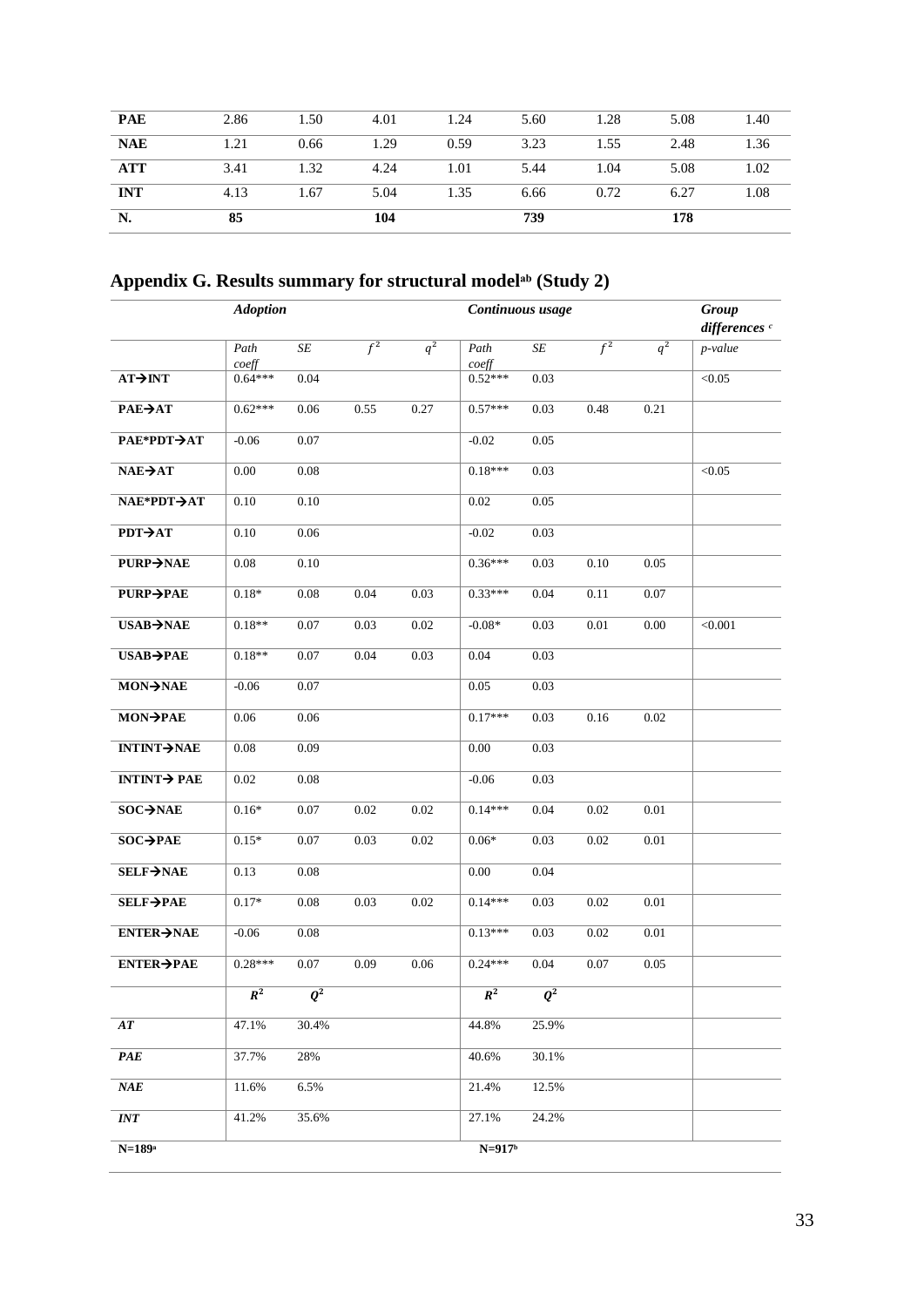| **PAE** | 2.86 | 1.50 | 4.01 | 1.24 | 5.60 | 1.28 | 5.08 | 1.40 |
|---|---|---|---|---|---|---|---|---|
| **NAE** | 1.21 | 0.66 | 1.29 | 0.59 | 3.23 | 1.55 | 2.48 | 1.36 |
| **ATT** | 3.41 | 1.32 | 4.24 | 1.01 | 5.44 | 1.04 | 5.08 | 1.02 |
| **INT** | 4.13 | 1.67 | 5.04 | 1.35 | 6.66 | 0.72 | 6.27 | 1.08 |
| **N.** | **85** | | **104** | | **739** | | **178** | |

## Appendix G. Results summary for structural model[ab] (Study 2)

| | *Adoption* | | | | *Continuous usage* | | | | *Group differences* [c] |
|---|---|---|---|---|---|---|---|---|---|
| | *Path coeff* | *SE* | $f^2$ | $q^2$ | *Path coeff* | *SE* | $f^2$ | $q^2$ | *p-value* |
| **AT→INT** | 0.64*** | 0.04 | | | 0.52*** | 0.03 | | | <0.05 |
| **PAE→AT** | 0.62*** | 0.06 | 0.55 | 0.27 | 0.57*** | 0.03 | 0.48 | 0.21 | |
| **PAE*PDT→AT** | -0.06 | 0.07 | | | -0.02 | 0.05 | | | |
| **NAE→AT** | 0.00 | 0.08 | | | 0.18*** | 0.03 | | | <0.05 |
| **NAE*PDT→AT** | 0.10 | 0.10 | | | 0.02 | 0.05 | | | |
| **PDT→AT** | 0.10 | 0.06 | | | -0.02 | 0.03 | | | |
| **PURP→NAE** | 0.08 | 0.10 | | | 0.36*** | 0.03 | 0.10 | 0.05 | |
| **PURP→PAE** | 0.18* | 0.08 | 0.04 | 0.03 | 0.33*** | 0.04 | 0.11 | 0.07 | |
| **USAB→NAE** | 0.18** | 0.07 | 0.03 | 0.02 | -0.08* | 0.03 | 0.01 | 0.00 | <0.001 |
| **USAB→PAE** | 0.18** | 0.07 | 0.04 | 0.03 | 0.04 | 0.03 | | | |
| **MON→NAE** | -0.06 | 0.07 | | | 0.05 | 0.03 | | | |
| **MON→PAE** | 0.06 | 0.06 | | | 0.17*** | 0.03 | 0.16 | 0.02 | |
| **INTINT→NAE** | 0.08 | 0.09 | | | 0.00 | 0.03 | | | |
| **INTINT→ PAE** | 0.02 | 0.08 | | | -0.06 | 0.03 | | | |
| **SOC→NAE** | 0.16* | 0.07 | 0.02 | 0.02 | 0.14*** | 0.04 | 0.02 | 0.01 | |
| **SOC→PAE** | 0.15* | 0.07 | 0.03 | 0.02 | 0.06* | 0.03 | 0.02 | 0.01 | |
| **SELF→NAE** | 0.13 | 0.08 | | | 0.00 | 0.04 | | | |
| **SELF→PAE** | 0.17* | 0.08 | 0.03 | 0.02 | 0.14*** | 0.03 | 0.02 | 0.01 | |
| **ENTER→NAE** | -0.06 | 0.08 | | | 0.13*** | 0.03 | 0.02 | 0.01 | |
| **ENTER→PAE** | 0.28*** | 0.07 | 0.09 | 0.06 | 0.24*** | 0.04 | 0.07 | 0.05 | |
| | $R^2$ | $Q^2$ | | | $R^2$ | $Q^2$ | | | |
| ***AT*** | 47.1% | 30.4% | | | 44.8% | 25.9% | | | |
| ***PAE*** | 37.7% | 28% | | | 40.6% | 30.1% | | | |
| ***NAE*** | 11.6% | 6.5% | | | 21.4% | 12.5% | | | |
| ***INT*** | 41.2% | 35.6% | | | 27.1% | 24.2% | | | |
| **N=189**[a] | | | | | **N=917**[b] | | | | |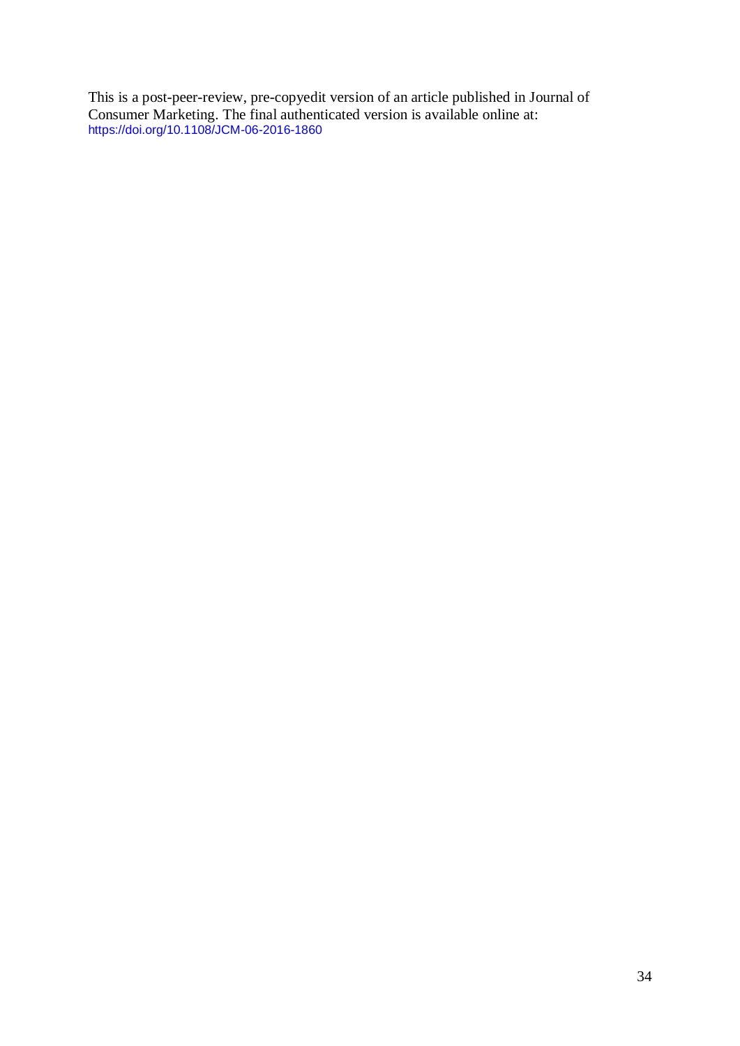This is a post-peer-review, pre-copyedit version of an article published in Journal of Consumer Marketing. The final authenticated version is available online at: https://doi.org/10.1108/JCM-06-2016-1860